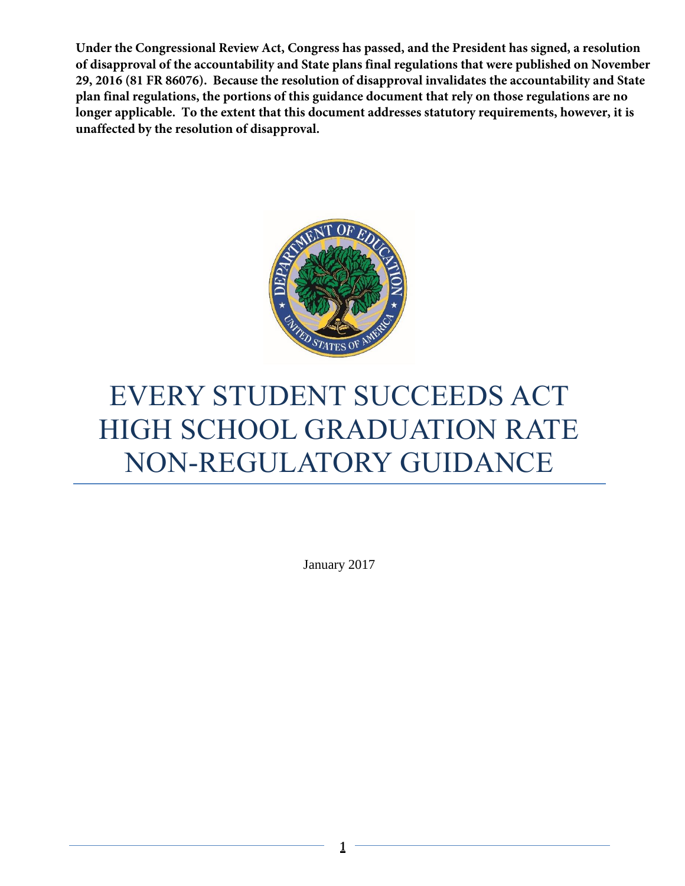**Under the Congressional Review Act, Congress has passed, and the President has signed, a resolution of disapproval of the accountability and State plans final regulations that were published on November 29, 2016 (81 FR 86076). Because the resolution of disapproval invalidates the accountability and State plan final regulations, the portions of this guidance document that rely on those regulations are no longer applicable. To the extent that this document addresses statutory requirements, however, it is unaffected by the resolution of disapproval.**

# EVERY STUDENT SUCCEEDS ACT HIGH SCHOOL GRADUATION RATE NON-REGULATORY GUIDANCE

January 2017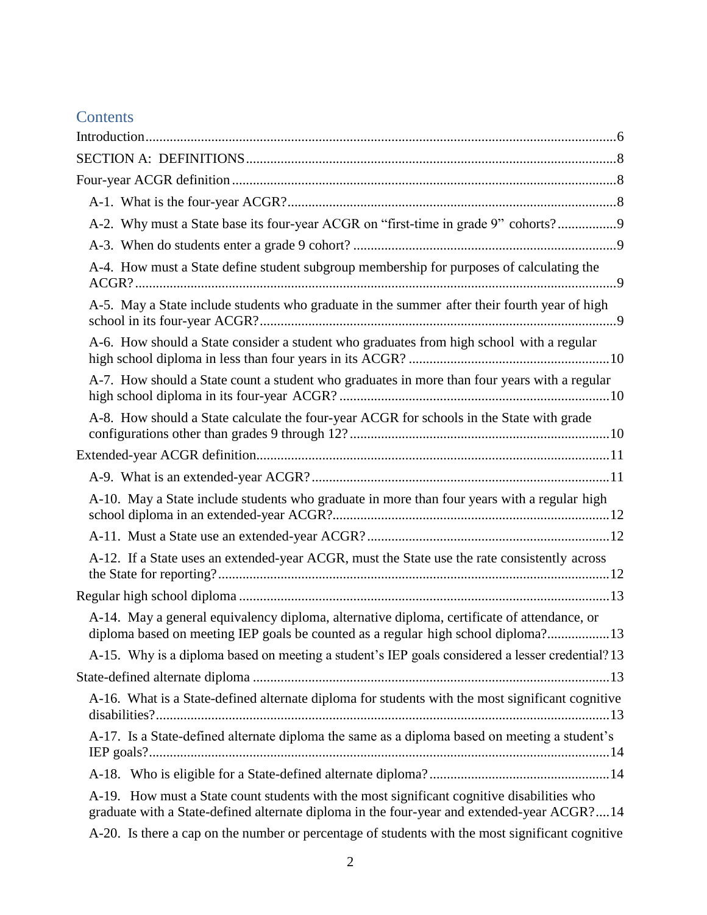# Contents

Introduction....................................................................................................................6

SECTION A: DEFINITIONS..........................................................................................8

Four-year ACGR definition.............................................................................................8

- A-1. What is the four-year ACGR?..............................................................................8
- A-2. Why must a State base its four-year ACGR on "first-time in grade 9" cohorts?.................9
- A-3. When do students enter a grade 9 cohort? ..........................................................9
- A-4. How must a State define student subgroup membership for purposes of calculating the ACGR?.........................................................................................................................9
- A-5. May a State include students who graduate in the summer after their fourth year of high school in its four-year ACGR?......................................................................................9
- A-6. How should a State consider a student who graduates from high school with a regular high school diploma in less than four years in its ACGR? .........................................................10
- A-7. How should a State count a student who graduates in more than four years with a regular high school diploma in its four-year ACGR? .............................................................10
- A-8. How should a State calculate the four-year ACGR for schools in the State with grade configurations other than grades 9 through 12?..........................................................10

Extended-year ACGR definition.....................................................................................11

- A-9. What is an extended-year ACGR?.....................................................................11
- A-10. May a State include students who graduate in more than four years with a regular high school diploma in an extended-year ACGR?...............................................................12
- A-11. Must a State use an extended-year ACGR?.....................................................12
- A-12. If a State uses an extended-year ACGR, must the State use the rate consistently across the State for reporting?...............................................................................................12

Regular high school diploma..........................................................................................13

- A-14. May a general equivalency diploma, alternative diploma, certificate of attendance, or diploma based on meeting IEP goals be counted as a regular high school diploma?.................13
- A-15. Why is a diploma based on meeting a student's IEP goals considered a lesser credential? 13

State-defined alternate diploma......................................................................................13

- A-16. What is a State-defined alternate diploma for students with the most significant cognitive disabilities?.................................................................................................................13
- A-17. Is a State-defined alternate diploma the same as a diploma based on meeting a student's IEP goals?...................................................................................................................14
- A-18. Who is eligible for a State-defined alternate diploma?...................................................14
- A-19. How must a State count students with the most significant cognitive disabilities who graduate with a State-defined alternate diploma in the four-year and extended-year ACGR?....14
- A-20. Is there a cap on the number or percentage of students with the most significant cognitive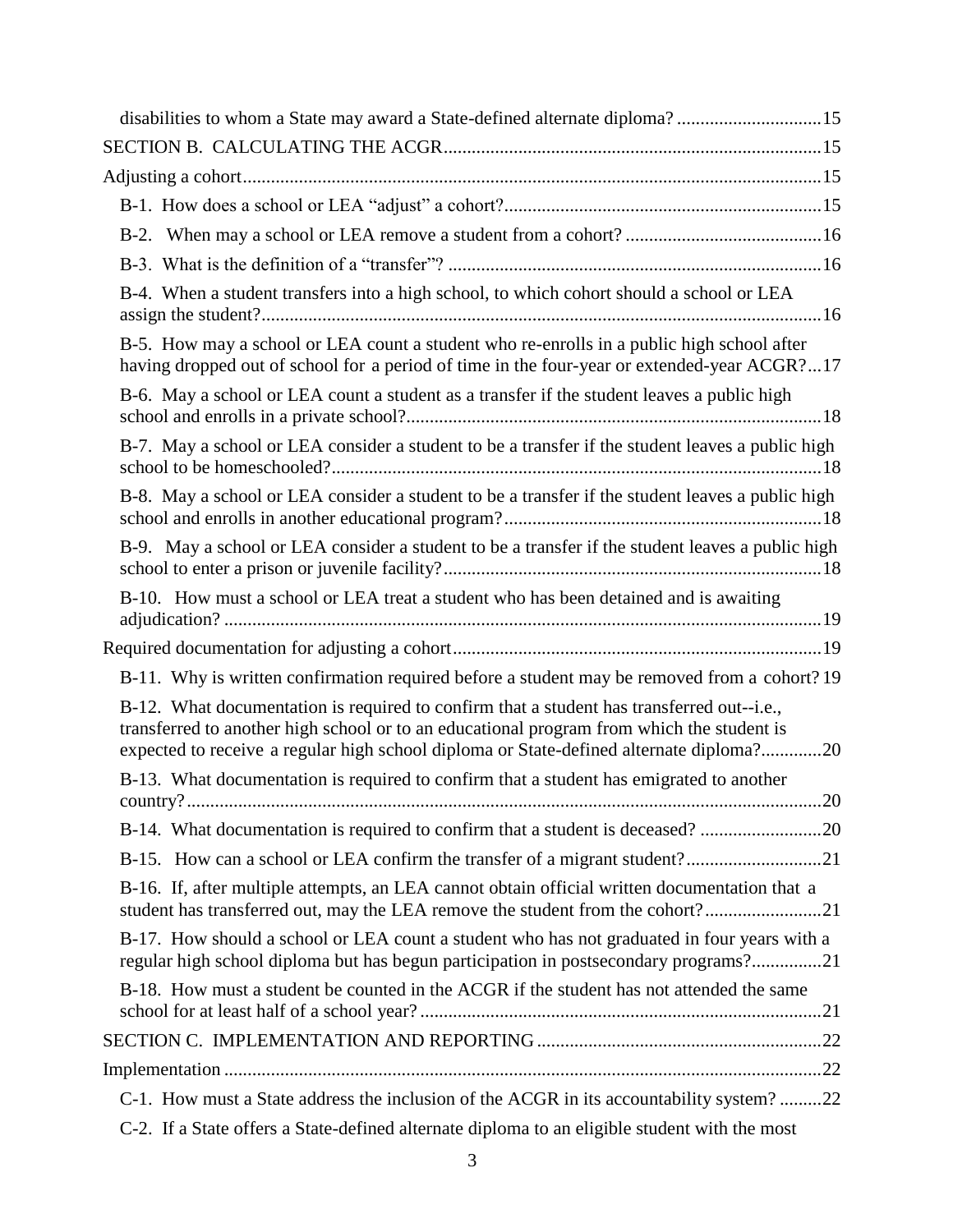disabilities to whom a State may award a State-defined alternate diploma? ..............................15

SECTION B. CALCULATING THE ACGR................................................................................15

Adjusting a cohort...........................................................................................................................15

B-1. How does a school or LEA "adjust" a cohort?....................................................................15

B-2. When may a school or LEA remove a student from a cohort? ..........................................16

B-3. What is the definition of a "transfer"? ...............................................................................16

B-4. When a student transfers into a high school, to which cohort should a school or LEA assign the student?........................................................................................................................16

B-5. How may a school or LEA count a student who re-enrolls in a public high school after having dropped out of school for a period of time in the four-year or extended-year ACGR?...17

B-6. May a school or LEA count a student as a transfer if the student leaves a public high school and enrolls in a private school?........................................................................................18

B-7. May a school or LEA consider a student to be a transfer if the student leaves a public high school to be homeschooled?........................................................................................................18

B-8. May a school or LEA consider a student to be a transfer if the student leaves a public high school and enrolls in another educational program?...................................................................18

B-9. May a school or LEA consider a student to be a transfer if the student leaves a public high school to enter a prison or juvenile facility?................................................................................18

B-10. How must a school or LEA treat a student who has been detained and is awaiting adjudication? ...............................................................................................................................19

Required documentation for adjusting a cohort...............................................................................19

B-11. Why is written confirmation required before a student may be removed from a cohort? 19

B-12. What documentation is required to confirm that a student has transferred out--i.e., transferred to another high school or to an educational program from which the student is expected to receive a regular high school diploma or State-defined alternate diploma?.............20

B-13. What documentation is required to confirm that a student has emigrated to another country?.......................................................................................................................................20

B-14. What documentation is required to confirm that a student is deceased? ..........................20

B-15. How can a school or LEA confirm the transfer of a migrant student?.............................21

B-16. If, after multiple attempts, an LEA cannot obtain official written documentation that a student has transferred out, may the LEA remove the student from the cohort?.........................21

B-17. How should a school or LEA count a student who has not graduated in four years with a regular high school diploma but has begun participation in postsecondary programs?...............21

B-18. How must a student be counted in the ACGR if the student has not attended the same school for at least half of a school year?......................................................................................21

SECTION C. IMPLEMENTATION AND REPORTING.............................................................22

Implementation..............................................................................................................................22

C-1. How must a State address the inclusion of the ACGR in its accountability system? .........22

C-2. If a State offers a State-defined alternate diploma to an eligible student with the most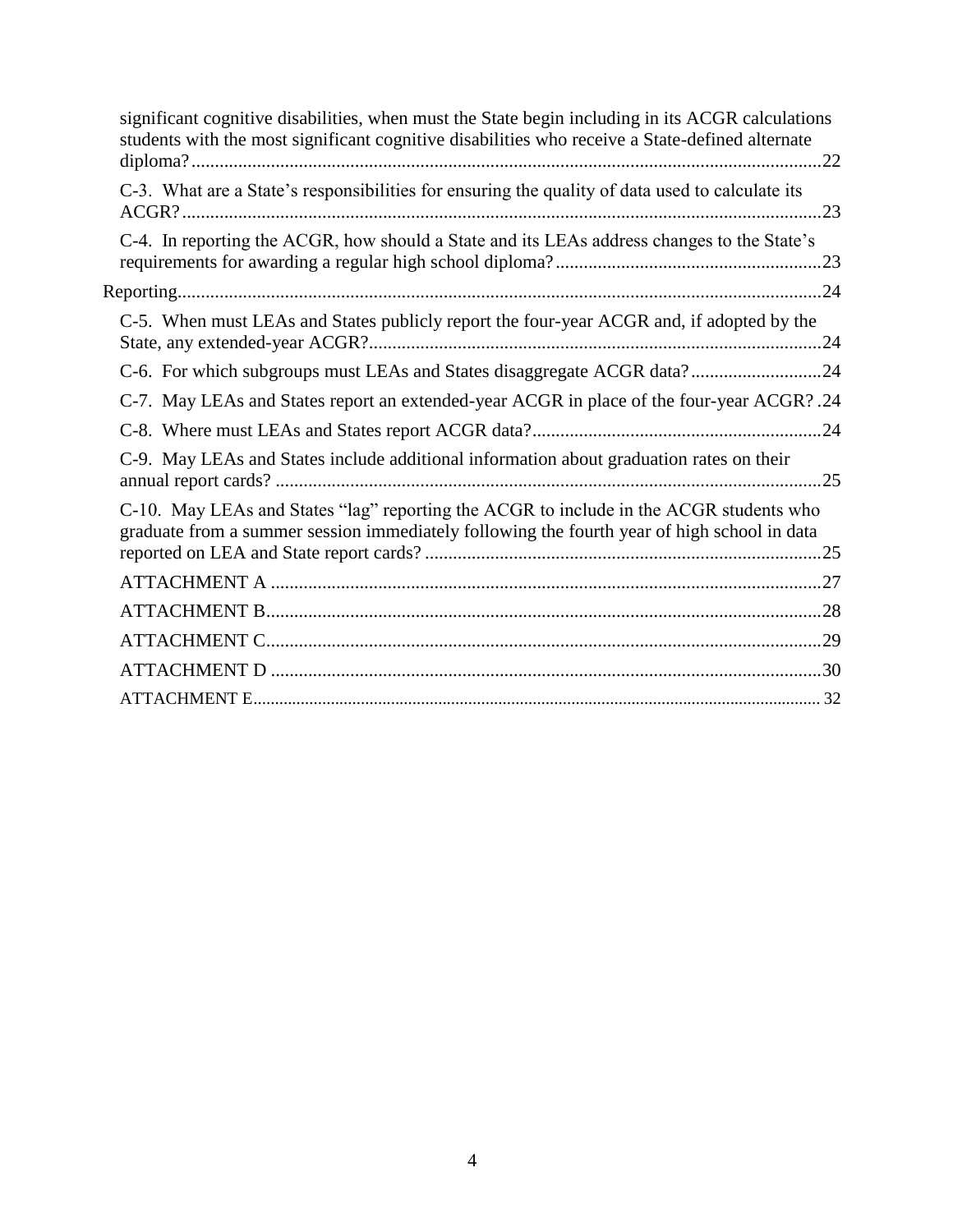significant cognitive disabilities, when must the State begin including in its ACGR calculations students with the most significant cognitive disabilities who receive a State-defined alternate diploma? ....... 22

C-3. What are a State's responsibilities for ensuring the quality of data used to calculate its ACGR? ....... 23

C-4. In reporting the ACGR, how should a State and its LEAs address changes to the State's requirements for awarding a regular high school diploma? ....... 23

Reporting ....... 24

C-5. When must LEAs and States publicly report the four-year ACGR and, if adopted by the State, any extended-year ACGR? ....... 24

C-6. For which subgroups must LEAs and States disaggregate ACGR data? ....... 24

C-7. May LEAs and States report an extended-year ACGR in place of the four-year ACGR? ....... 24

C-8. Where must LEAs and States report ACGR data? ....... 24

C-9. May LEAs and States include additional information about graduation rates on their annual report cards? ....... 25

C-10. May LEAs and States "lag" reporting the ACGR to include in the ACGR students who graduate from a summer session immediately following the fourth year of high school in data reported on LEA and State report cards? ....... 25

ATTACHMENT A ....... 27

ATTACHMENT B ....... 28

ATTACHMENT C ....... 29

ATTACHMENT D ....... 30

ATTACHMENT E ....... 32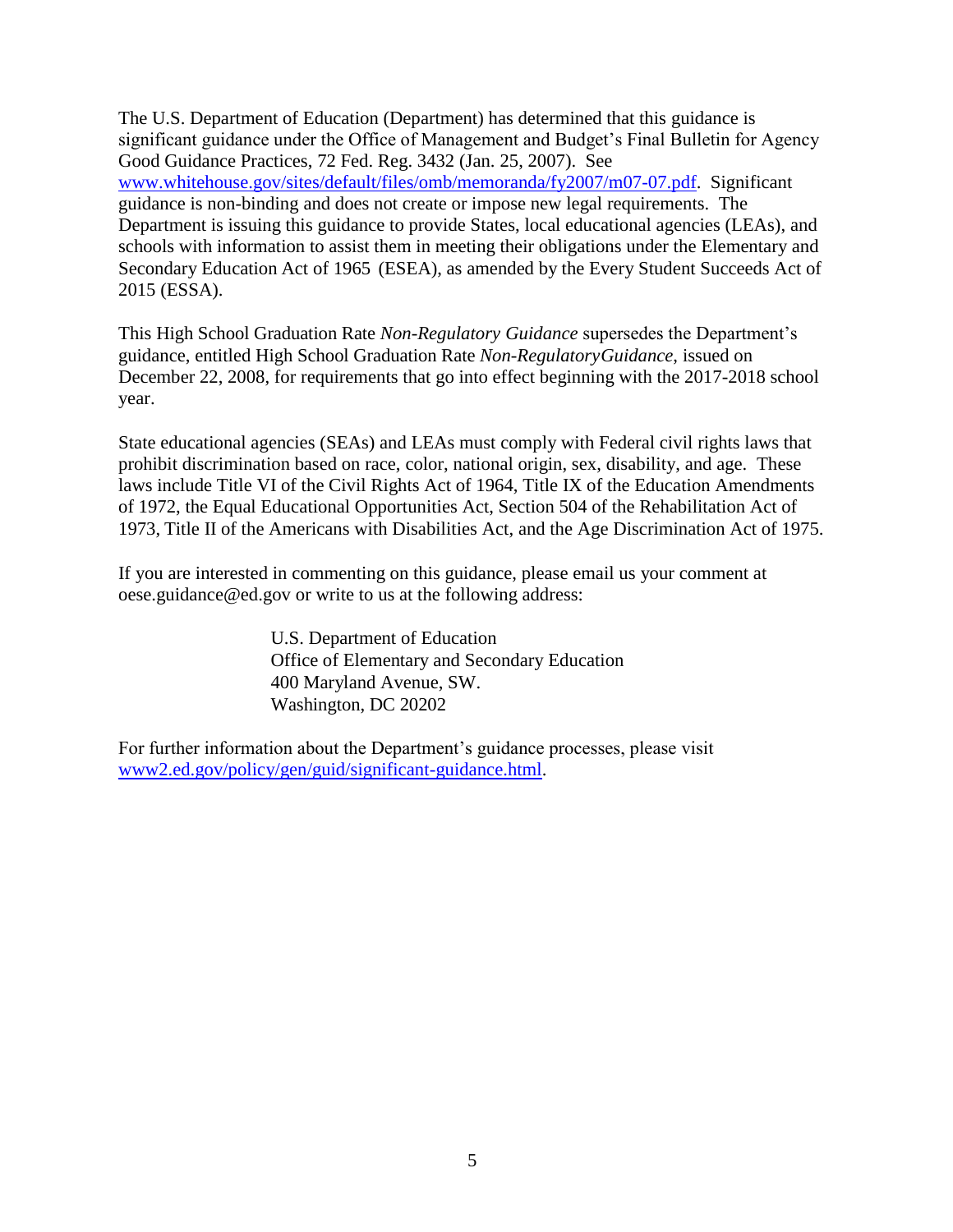The U.S. Department of Education (Department) has determined that this guidance is significant guidance under the Office of Management and Budget's Final Bulletin for Agency Good Guidance Practices, 72 Fed. Reg. 3432 (Jan. 25, 2007). See [www.whitehouse.gov/sites/default/files/omb/memoranda/fy2007/m07-07.pdf](www.whitehouse.gov/sites/default/files/omb/memoranda/fy2007/m07-07.pdf). Significant guidance is non-binding and does not create or impose new legal requirements. The Department is issuing this guidance to provide States, local educational agencies (LEAs), and schools with information to assist them in meeting their obligations under the Elementary and Secondary Education Act of 1965 (ESEA), as amended by the Every Student Succeeds Act of 2015 (ESSA).

This High School Graduation Rate *Non-Regulatory Guidance* supersedes the Department's guidance, entitled High School Graduation Rate *Non-RegulatoryGuidance*, issued on December 22, 2008, for requirements that go into effect beginning with the 2017-2018 school year.

State educational agencies (SEAs) and LEAs must comply with Federal civil rights laws that prohibit discrimination based on race, color, national origin, sex, disability, and age. These laws include Title VI of the Civil Rights Act of 1964, Title IX of the Education Amendments of 1972, the Equal Educational Opportunities Act, Section 504 of the Rehabilitation Act of 1973, Title II of the Americans with Disabilities Act, and the Age Discrimination Act of 1975.

If you are interested in commenting on this guidance, please email us your comment at oese.guidance@ed.gov or write to us at the following address:

U.S. Department of Education
Office of Elementary and Secondary Education
400 Maryland Avenue, SW.
Washington, DC 20202

For further information about the Department's guidance processes, please visit [www2.ed.gov/policy/gen/guid/significant-guidance.html](www2.ed.gov/policy/gen/guid/significant-guidance.html).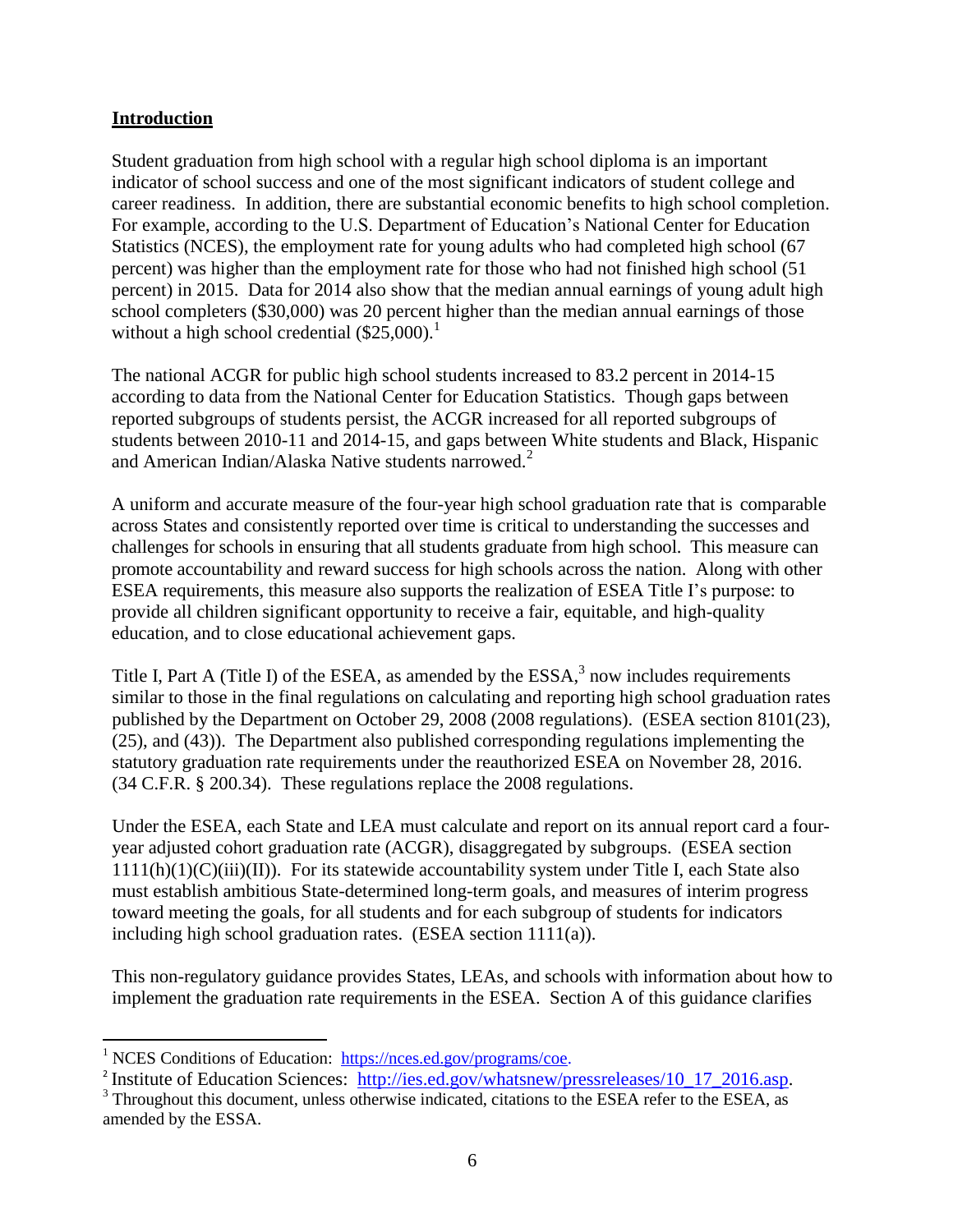## Introduction

Student graduation from high school with a regular high school diploma is an important indicator of school success and one of the most significant indicators of student college and career readiness. In addition, there are substantial economic benefits to high school completion. For example, according to the U.S. Department of Education's National Center for Education Statistics (NCES), the employment rate for young adults who had completed high school (67 percent) was higher than the employment rate for those who had not finished high school (51 percent) in 2015. Data for 2014 also show that the median annual earnings of young adult high school completers ($30,000) was 20 percent higher than the median annual earnings of those without a high school credential ($25,000).[1]

The national ACGR for public high school students increased to 83.2 percent in 2014-15 according to data from the National Center for Education Statistics. Though gaps between reported subgroups of students persist, the ACGR increased for all reported subgroups of students between 2010-11 and 2014-15, and gaps between White students and Black, Hispanic and American Indian/Alaska Native students narrowed.[2]

A uniform and accurate measure of the four-year high school graduation rate that is comparable across States and consistently reported over time is critical to understanding the successes and challenges for schools in ensuring that all students graduate from high school. This measure can promote accountability and reward success for high schools across the nation. Along with other ESEA requirements, this measure also supports the realization of ESEA Title I's purpose: to provide all children significant opportunity to receive a fair, equitable, and high-quality education, and to close educational achievement gaps.

Title I, Part A (Title I) of the ESEA, as amended by the ESSA,[3] now includes requirements similar to those in the final regulations on calculating and reporting high school graduation rates published by the Department on October 29, 2008 (2008 regulations). (ESEA section 8101(23), (25), and (43)). The Department also published corresponding regulations implementing the statutory graduation rate requirements under the reauthorized ESEA on November 28, 2016. (34 C.F.R. § 200.34). These regulations replace the 2008 regulations.

Under the ESEA, each State and LEA must calculate and report on its annual report card a four-year adjusted cohort graduation rate (ACGR), disaggregated by subgroups. (ESEA section 1111(h)(1)(C)(iii)(II)). For its statewide accountability system under Title I, each State also must establish ambitious State-determined long-term goals, and measures of interim progress toward meeting the goals, for all students and for each subgroup of students for indicators including high school graduation rates. (ESEA section 1111(a)).

This non-regulatory guidance provides States, LEAs, and schools with information about how to implement the graduation rate requirements in the ESEA. Section A of this guidance clarifies

---

[1] NCES Conditions of Education: https://nces.ed.gov/programs/coe.

[2] Institute of Education Sciences: http://ies.ed.gov/whatsnew/pressreleases/10_17_2016.asp.

[3] Throughout this document, unless otherwise indicated, citations to the ESEA refer to the ESEA, as amended by the ESSA.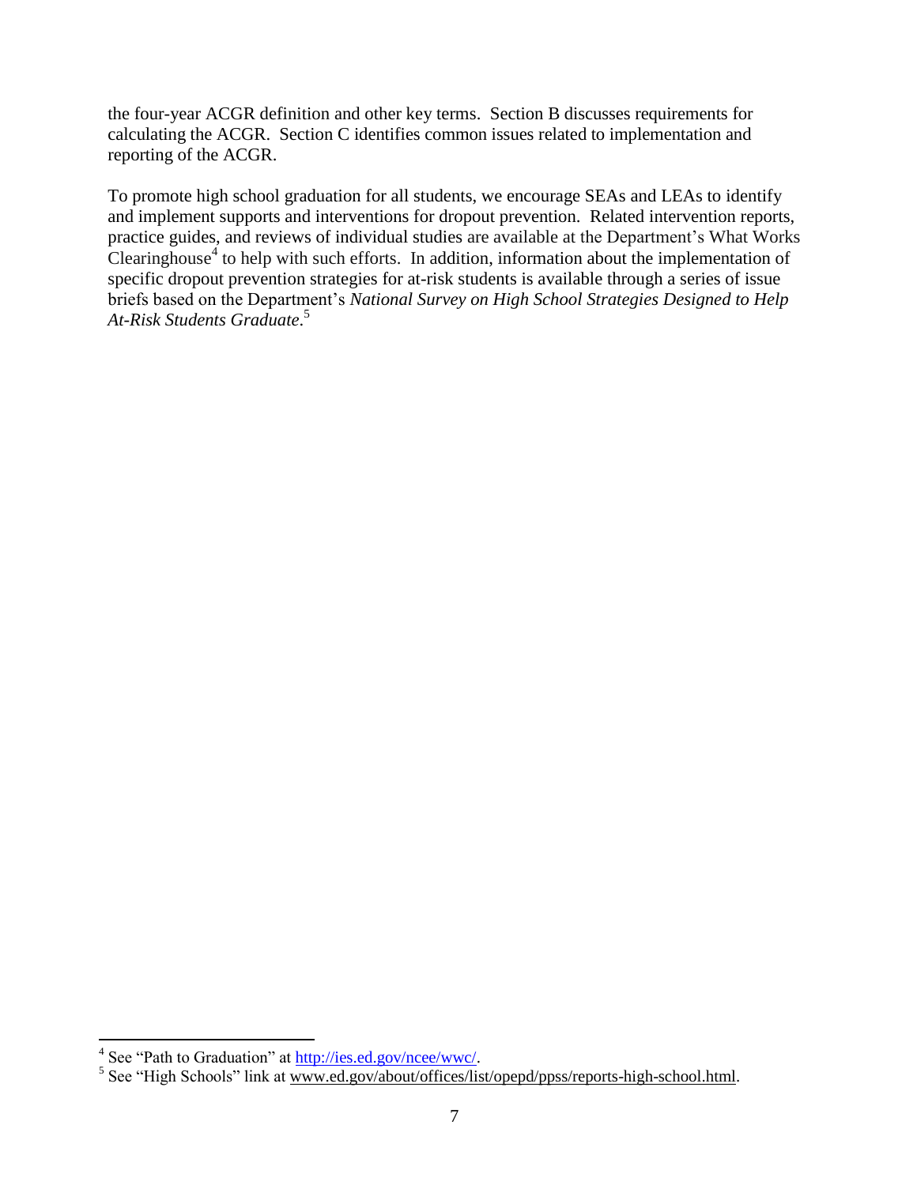the four-year ACGR definition and other key terms. Section B discusses requirements for calculating the ACGR. Section C identifies common issues related to implementation and reporting of the ACGR.

To promote high school graduation for all students, we encourage SEAs and LEAs to identify and implement supports and interventions for dropout prevention. Related intervention reports, practice guides, and reviews of individual studies are available at the Department's What Works Clearinghouse[4] to help with such efforts. In addition, information about the implementation of specific dropout prevention strategies for at-risk students is available through a series of issue briefs based on the Department's *National Survey on High School Strategies Designed to Help At-Risk Students Graduate*.[5]

---

[4] See "Path to Graduation" at http://ies.ed.gov/ncee/wwc/.

[5] See "High Schools" link at www.ed.gov/about/offices/list/opepd/ppss/reports-high-school.html.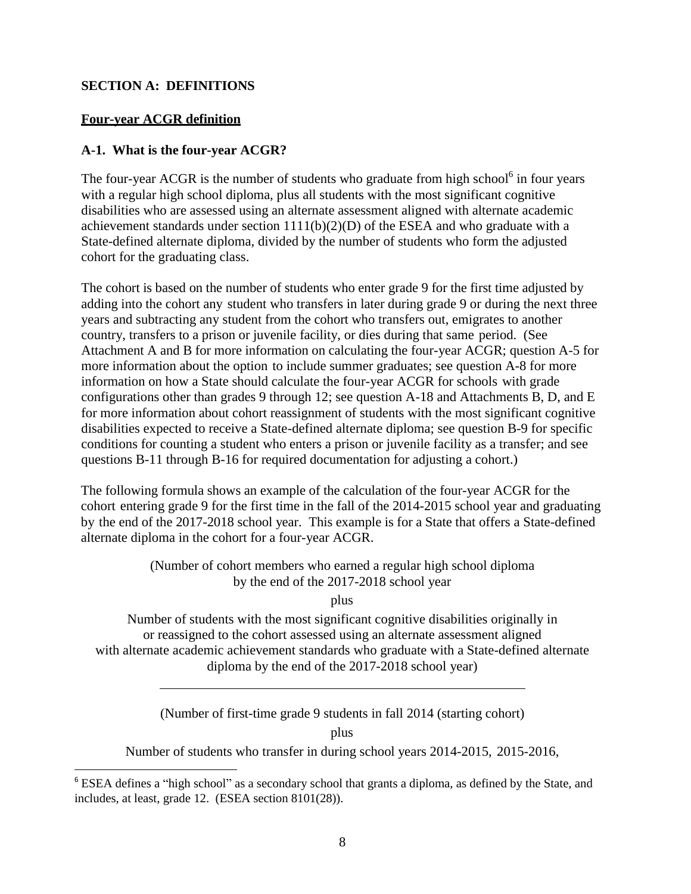**SECTION A: DEFINITIONS**

**Four-year ACGR definition**

**A-1. What is the four-year ACGR?**

The four-year ACGR is the number of students who graduate from high school[6] in four years with a regular high school diploma, plus all students with the most significant cognitive disabilities who are assessed using an alternate assessment aligned with alternate academic achievement standards under section 1111(b)(2)(D) of the ESEA and who graduate with a State-defined alternate diploma, divided by the number of students who form the adjusted cohort for the graduating class.

The cohort is based on the number of students who enter grade 9 for the first time adjusted by adding into the cohort any student who transfers in later during grade 9 or during the next three years and subtracting any student from the cohort who transfers out, emigrates to another country, transfers to a prison or juvenile facility, or dies during that same period. (See Attachment A and B for more information on calculating the four-year ACGR; question A-5 for more information about the option to include summer graduates; see question A-8 for more information on how a State should calculate the four-year ACGR for schools with grade configurations other than grades 9 through 12; see question A-18 and Attachments B, D, and E for more information about cohort reassignment of students with the most significant cognitive disabilities expected to receive a State-defined alternate diploma; see question B-9 for specific conditions for counting a student who enters a prison or juvenile facility as a transfer; and see questions B-11 through B-16 for required documentation for adjusting a cohort.)

The following formula shows an example of the calculation of the four-year ACGR for the cohort entering grade 9 for the first time in the fall of the 2014-2015 school year and graduating by the end of the 2017-2018 school year. This example is for a State that offers a State-defined alternate diploma in the cohort for a four-year ACGR.

(Number of cohort members who earned a regular high school diploma by the end of the 2017-2018 school year

plus

Number of students with the most significant cognitive disabilities originally in or reassigned to the cohort assessed using an alternate assessment aligned with alternate academic achievement standards who graduate with a State-defined alternate diploma by the end of the 2017-2018 school year)

---

(Number of first-time grade 9 students in fall 2014 (starting cohort)

plus

Number of students who transfer in during school years 2014-2015, 2015-2016,

[6] ESEA defines a "high school" as a secondary school that grants a diploma, as defined by the State, and includes, at least, grade 12. (ESEA section 8101(28)).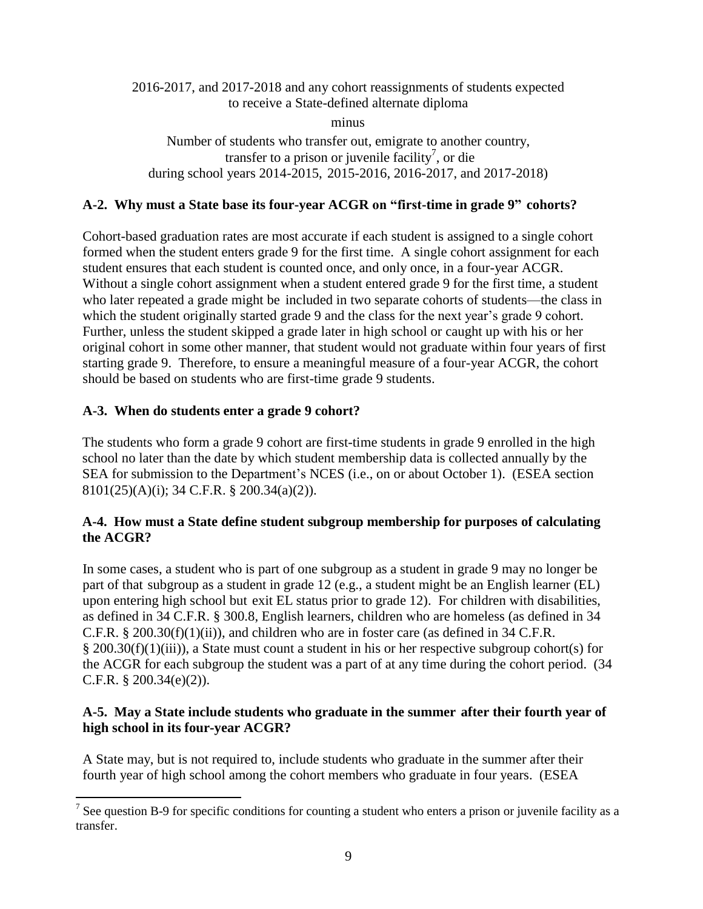2016-2017, and 2017-2018 and any cohort reassignments of students expected to receive a State-defined alternate diploma

minus

Number of students who transfer out, emigrate to another country, transfer to a prison or juvenile facility[7], or die during school years 2014-2015, 2015-2016, 2016-2017, and 2017-2018)

**A-2. Why must a State base its four-year ACGR on "first-time in grade 9" cohorts?**

Cohort-based graduation rates are most accurate if each student is assigned to a single cohort formed when the student enters grade 9 for the first time. A single cohort assignment for each student ensures that each student is counted once, and only once, in a four-year ACGR. Without a single cohort assignment when a student entered grade 9 for the first time, a student who later repeated a grade might be included in two separate cohorts of students—the class in which the student originally started grade 9 and the class for the next year's grade 9 cohort. Further, unless the student skipped a grade later in high school or caught up with his or her original cohort in some other manner, that student would not graduate within four years of first starting grade 9. Therefore, to ensure a meaningful measure of a four-year ACGR, the cohort should be based on students who are first-time grade 9 students.

**A-3. When do students enter a grade 9 cohort?**

The students who form a grade 9 cohort are first-time students in grade 9 enrolled in the high school no later than the date by which student membership data is collected annually by the SEA for submission to the Department's NCES (i.e., on or about October 1). (ESEA section 8101(25)(A)(i); 34 C.F.R. § 200.34(a)(2)).

**A-4. How must a State define student subgroup membership for purposes of calculating the ACGR?**

In some cases, a student who is part of one subgroup as a student in grade 9 may no longer be part of that subgroup as a student in grade 12 (e.g., a student might be an English learner (EL) upon entering high school but exit EL status prior to grade 12). For children with disabilities, as defined in 34 C.F.R. § 300.8, English learners, children who are homeless (as defined in 34 C.F.R. § 200.30(f)(1)(ii)), and children who are in foster care (as defined in 34 C.F.R. § 200.30(f)(1)(iii)), a State must count a student in his or her respective subgroup cohort(s) for the ACGR for each subgroup the student was a part of at any time during the cohort period. (34 C.F.R. § 200.34(e)(2)).

**A-5. May a State include students who graduate in the summer after their fourth year of high school in its four-year ACGR?**

A State may, but is not required to, include students who graduate in the summer after their fourth year of high school among the cohort members who graduate in four years. (ESEA

[7] See question B-9 for specific conditions for counting a student who enters a prison or juvenile facility as a transfer.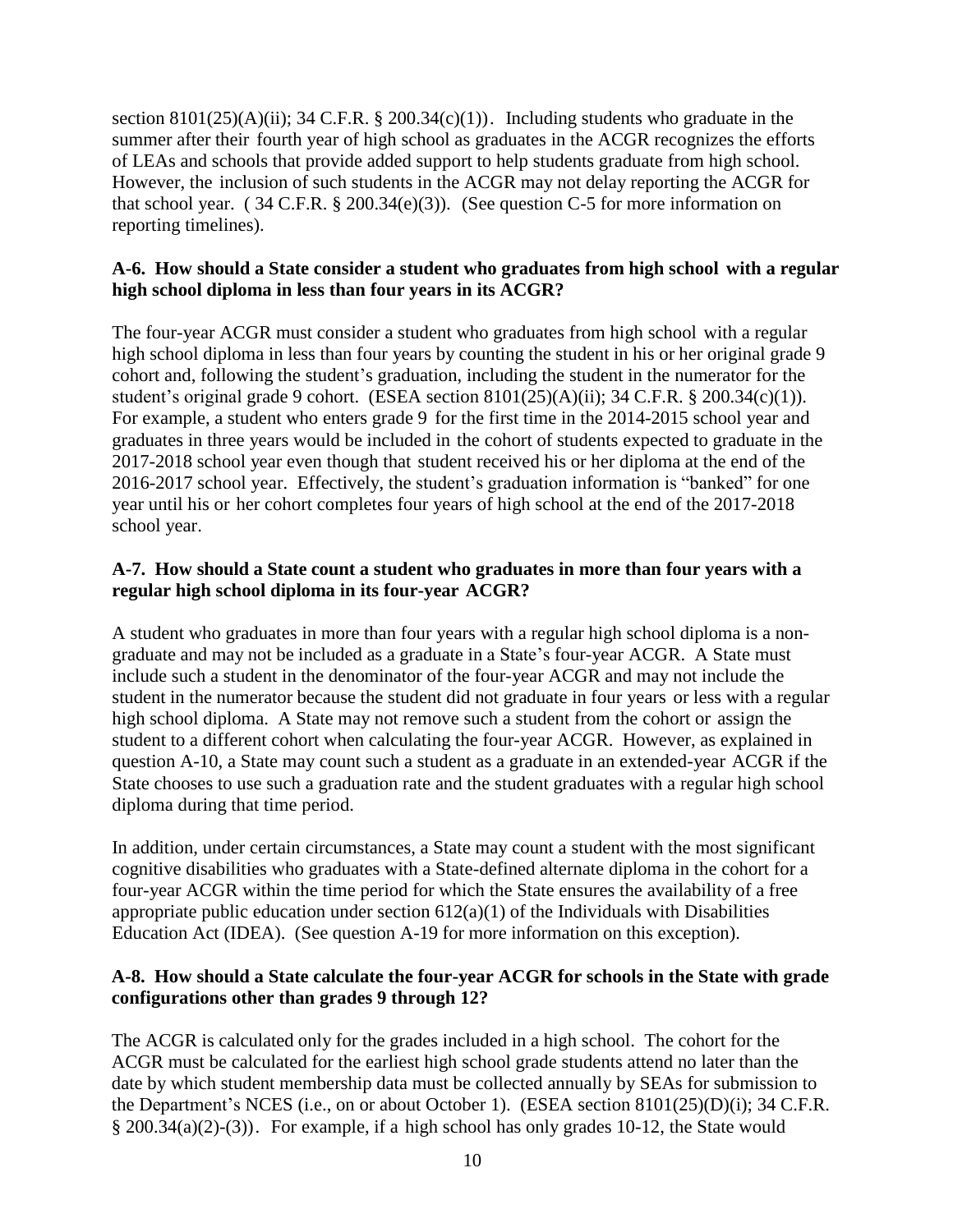section 8101(25)(A)(ii); 34 C.F.R. § 200.34(c)(1)). Including students who graduate in the summer after their fourth year of high school as graduates in the ACGR recognizes the efforts of LEAs and schools that provide added support to help students graduate from high school. However, the inclusion of such students in the ACGR may not delay reporting the ACGR for that school year. ( 34 C.F.R. § 200.34(e)(3)). (See question C-5 for more information on reporting timelines).

**A-6. How should a State consider a student who graduates from high school with a regular high school diploma in less than four years in its ACGR?**

The four-year ACGR must consider a student who graduates from high school with a regular high school diploma in less than four years by counting the student in his or her original grade 9 cohort and, following the student's graduation, including the student in the numerator for the student's original grade 9 cohort. (ESEA section 8101(25)(A)(ii); 34 C.F.R. § 200.34(c)(1)). For example, a student who enters grade 9 for the first time in the 2014-2015 school year and graduates in three years would be included in the cohort of students expected to graduate in the 2017-2018 school year even though that student received his or her diploma at the end of the 2016-2017 school year. Effectively, the student's graduation information is "banked" for one year until his or her cohort completes four years of high school at the end of the 2017-2018 school year.

**A-7. How should a State count a student who graduates in more than four years with a regular high school diploma in its four-year ACGR?**

A student who graduates in more than four years with a regular high school diploma is a non-graduate and may not be included as a graduate in a State's four-year ACGR. A State must include such a student in the denominator of the four-year ACGR and may not include the student in the numerator because the student did not graduate in four years or less with a regular high school diploma. A State may not remove such a student from the cohort or assign the student to a different cohort when calculating the four-year ACGR. However, as explained in question A-10, a State may count such a student as a graduate in an extended-year ACGR if the State chooses to use such a graduation rate and the student graduates with a regular high school diploma during that time period.

In addition, under certain circumstances, a State may count a student with the most significant cognitive disabilities who graduates with a State-defined alternate diploma in the cohort for a four-year ACGR within the time period for which the State ensures the availability of a free appropriate public education under section 612(a)(1) of the Individuals with Disabilities Education Act (IDEA). (See question A-19 for more information on this exception).

**A-8. How should a State calculate the four-year ACGR for schools in the State with grade configurations other than grades 9 through 12?**

The ACGR is calculated only for the grades included in a high school. The cohort for the ACGR must be calculated for the earliest high school grade students attend no later than the date by which student membership data must be collected annually by SEAs for submission to the Department's NCES (i.e., on or about October 1). (ESEA section 8101(25)(D)(i); 34 C.F.R. § 200.34(a)(2)-(3)). For example, if a high school has only grades 10-12, the State would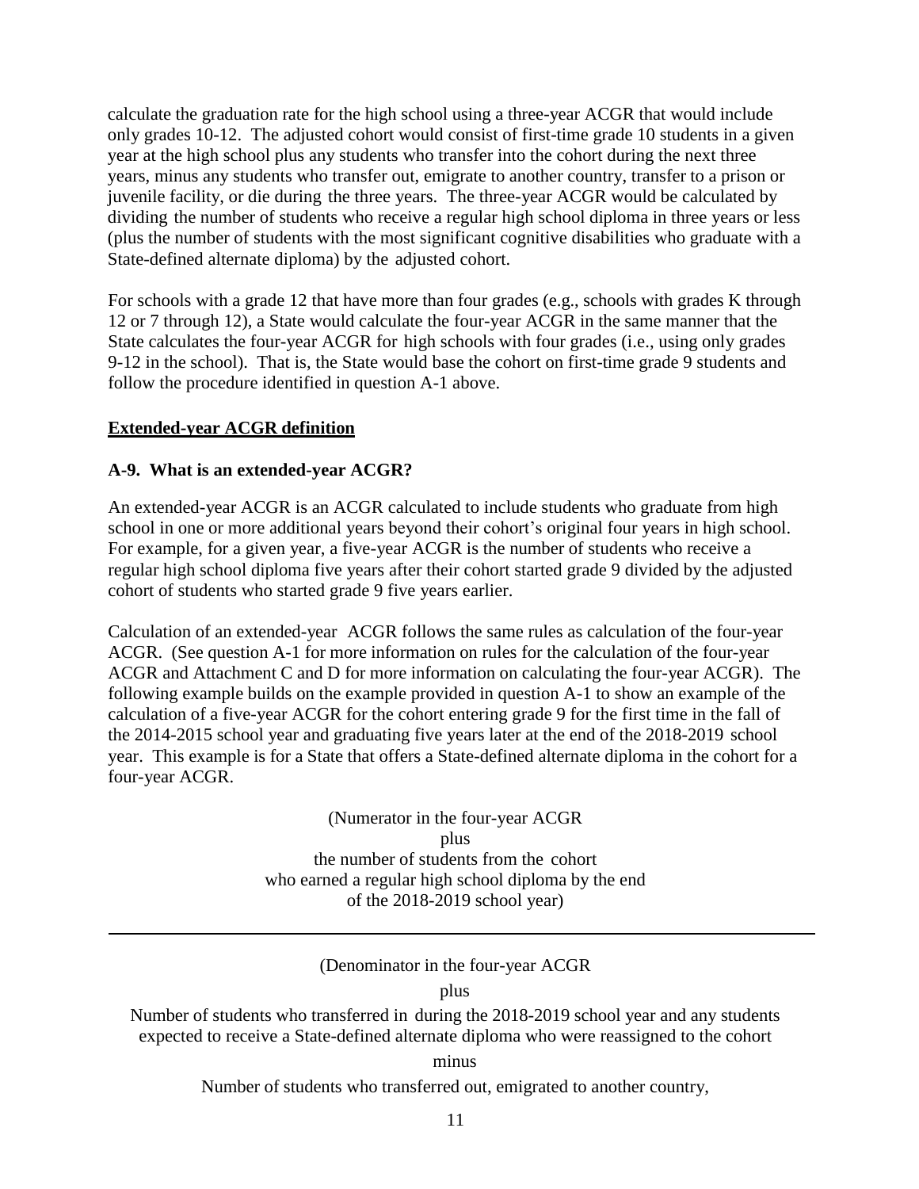calculate the graduation rate for the high school using a three-year ACGR that would include only grades 10-12. The adjusted cohort would consist of first-time grade 10 students in a given year at the high school plus any students who transfer into the cohort during the next three years, minus any students who transfer out, emigrate to another country, transfer to a prison or juvenile facility, or die during the three years. The three-year ACGR would be calculated by dividing the number of students who receive a regular high school diploma in three years or less (plus the number of students with the most significant cognitive disabilities who graduate with a State-defined alternate diploma) by the adjusted cohort.

For schools with a grade 12 that have more than four grades (e.g., schools with grades K through 12 or 7 through 12), a State would calculate the four-year ACGR in the same manner that the State calculates the four-year ACGR for high schools with four grades (i.e., using only grades 9-12 in the school). That is, the State would base the cohort on first-time grade 9 students and follow the procedure identified in question A-1 above.

**Extended-year ACGR definition**

**A-9. What is an extended-year ACGR?**

An extended-year ACGR is an ACGR calculated to include students who graduate from high school in one or more additional years beyond their cohort's original four years in high school. For example, for a given year, a five-year ACGR is the number of students who receive a regular high school diploma five years after their cohort started grade 9 divided by the adjusted cohort of students who started grade 9 five years earlier.

Calculation of an extended-year ACGR follows the same rules as calculation of the four-year ACGR. (See question A-1 for more information on rules for the calculation of the four-year ACGR and Attachment C and D for more information on calculating the four-year ACGR). The following example builds on the example provided in question A-1 to show an example of the calculation of a five-year ACGR for the cohort entering grade 9 for the first time in the fall of the 2014-2015 school year and graduating five years later at the end of the 2018-2019 school year. This example is for a State that offers a State-defined alternate diploma in the cohort for a four-year ACGR.

(Numerator in the four-year ACGR
plus
the number of students from the cohort
who earned a regular high school diploma by the end
of the 2018-2019 school year)

---

(Denominator in the four-year ACGR
plus
Number of students who transferred in during the 2018-2019 school year and any students expected to receive a State-defined alternate diploma who were reassigned to the cohort
minus
Number of students who transferred out, emigrated to another country,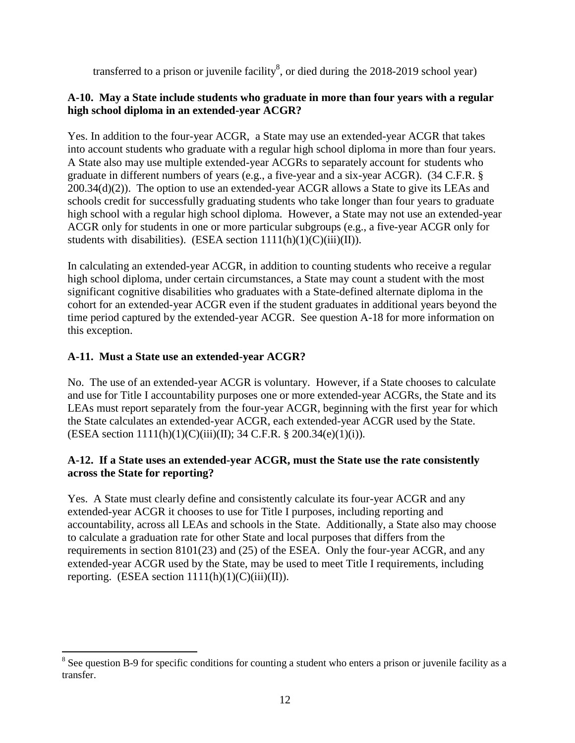transferred to a prison or juvenile facility[8], or died during the 2018-2019 school year)

**A-10. May a State include students who graduate in more than four years with a regular high school diploma in an extended-year ACGR?**

Yes. In addition to the four-year ACGR, a State may use an extended-year ACGR that takes into account students who graduate with a regular high school diploma in more than four years. A State also may use multiple extended-year ACGRs to separately account for students who graduate in different numbers of years (e.g., a five-year and a six-year ACGR). (34 C.F.R. § 200.34(d)(2)). The option to use an extended-year ACGR allows a State to give its LEAs and schools credit for successfully graduating students who take longer than four years to graduate high school with a regular high school diploma. However, a State may not use an extended-year ACGR only for students in one or more particular subgroups (e.g., a five-year ACGR only for students with disabilities). (ESEA section 1111(h)(1)(C)(iii)(II)).

In calculating an extended-year ACGR, in addition to counting students who receive a regular high school diploma, under certain circumstances, a State may count a student with the most significant cognitive disabilities who graduates with a State-defined alternate diploma in the cohort for an extended-year ACGR even if the student graduates in additional years beyond the time period captured by the extended-year ACGR. See question A-18 for more information on this exception.

**A-11. Must a State use an extended-year ACGR?**

No. The use of an extended-year ACGR is voluntary. However, if a State chooses to calculate and use for Title I accountability purposes one or more extended-year ACGRs, the State and its LEAs must report separately from the four-year ACGR, beginning with the first year for which the State calculates an extended-year ACGR, each extended-year ACGR used by the State. (ESEA section 1111(h)(1)(C)(iii)(II); 34 C.F.R. § 200.34(e)(1)(i)).

**A-12. If a State uses an extended-year ACGR, must the State use the rate consistently across the State for reporting?**

Yes. A State must clearly define and consistently calculate its four-year ACGR and any extended-year ACGR it chooses to use for Title I purposes, including reporting and accountability, across all LEAs and schools in the State. Additionally, a State also may choose to calculate a graduation rate for other State and local purposes that differs from the requirements in section 8101(23) and (25) of the ESEA. Only the four-year ACGR, and any extended-year ACGR used by the State, may be used to meet Title I requirements, including reporting. (ESEA section 1111(h)(1)(C)(iii)(II)).

---

[8] See question B-9 for specific conditions for counting a student who enters a prison or juvenile facility as a transfer.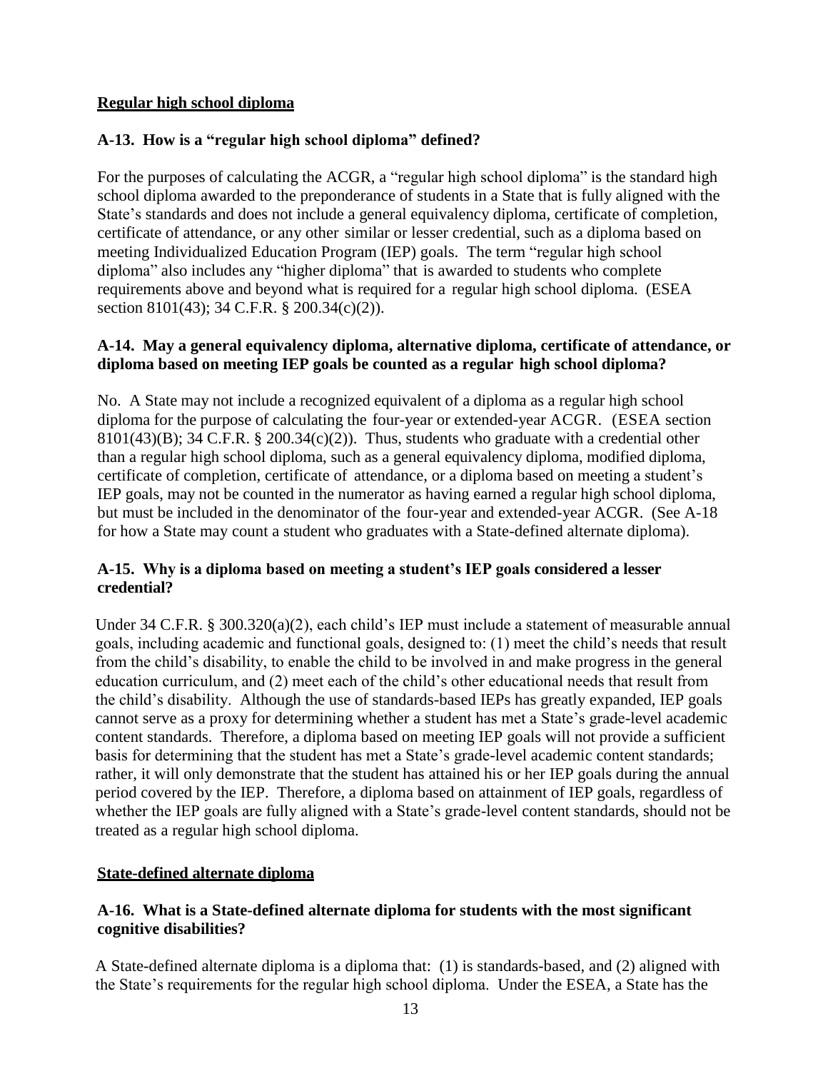## Regular high school diploma

### A-13. How is a "regular high school diploma" defined?

For the purposes of calculating the ACGR, a "regular high school diploma" is the standard high school diploma awarded to the preponderance of students in a State that is fully aligned with the State's standards and does not include a general equivalency diploma, certificate of completion, certificate of attendance, or any other similar or lesser credential, such as a diploma based on meeting Individualized Education Program (IEP) goals. The term "regular high school diploma" also includes any "higher diploma" that is awarded to students who complete requirements above and beyond what is required for a regular high school diploma. (ESEA section 8101(43); 34 C.F.R. § 200.34(c)(2)).

### A-14. May a general equivalency diploma, alternative diploma, certificate of attendance, or diploma based on meeting IEP goals be counted as a regular high school diploma?

No. A State may not include a recognized equivalent of a diploma as a regular high school diploma for the purpose of calculating the four-year or extended-year ACGR. (ESEA section 8101(43)(B); 34 C.F.R. § 200.34(c)(2)). Thus, students who graduate with a credential other than a regular high school diploma, such as a general equivalency diploma, modified diploma, certificate of completion, certificate of attendance, or a diploma based on meeting a student's IEP goals, may not be counted in the numerator as having earned a regular high school diploma, but must be included in the denominator of the four-year and extended-year ACGR. (See A-18 for how a State may count a student who graduates with a State-defined alternate diploma).

### A-15. Why is a diploma based on meeting a student's IEP goals considered a lesser credential?

Under 34 C.F.R. § 300.320(a)(2), each child's IEP must include a statement of measurable annual goals, including academic and functional goals, designed to: (1) meet the child's needs that result from the child's disability, to enable the child to be involved in and make progress in the general education curriculum, and (2) meet each of the child's other educational needs that result from the child's disability. Although the use of standards-based IEPs has greatly expanded, IEP goals cannot serve as a proxy for determining whether a student has met a State's grade-level academic content standards. Therefore, a diploma based on meeting IEP goals will not provide a sufficient basis for determining that the student has met a State's grade-level academic content standards; rather, it will only demonstrate that the student has attained his or her IEP goals during the annual period covered by the IEP. Therefore, a diploma based on attainment of IEP goals, regardless of whether the IEP goals are fully aligned with a State's grade-level content standards, should not be treated as a regular high school diploma.

## State-defined alternate diploma

### A-16. What is a State-defined alternate diploma for students with the most significant cognitive disabilities?

A State-defined alternate diploma is a diploma that: (1) is standards-based, and (2) aligned with the State's requirements for the regular high school diploma. Under the ESEA, a State has the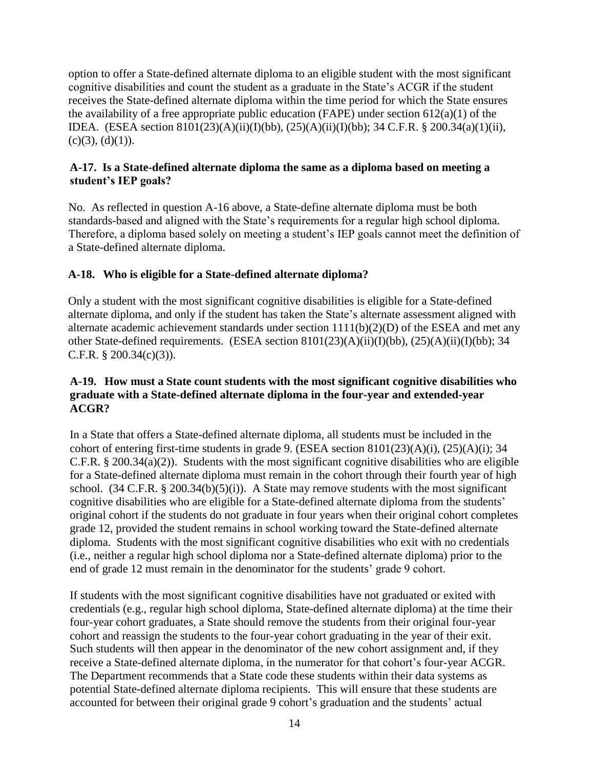option to offer a State-defined alternate diploma to an eligible student with the most significant cognitive disabilities and count the student as a graduate in the State's ACGR if the student receives the State-defined alternate diploma within the time period for which the State ensures the availability of a free appropriate public education (FAPE) under section 612(a)(1) of the IDEA. (ESEA section 8101(23)(A)(ii)(I)(bb), (25)(A)(ii)(I)(bb); 34 C.F.R. § 200.34(a)(1)(ii), (c)(3), (d)(1)).

**A-17. Is a State-defined alternate diploma the same as a diploma based on meeting a student's IEP goals?**

No. As reflected in question A-16 above, a State-define alternate diploma must be both standards-based and aligned with the State's requirements for a regular high school diploma. Therefore, a diploma based solely on meeting a student's IEP goals cannot meet the definition of a State-defined alternate diploma.

**A-18. Who is eligible for a State-defined alternate diploma?**

Only a student with the most significant cognitive disabilities is eligible for a State-defined alternate diploma, and only if the student has taken the State's alternate assessment aligned with alternate academic achievement standards under section 1111(b)(2)(D) of the ESEA and met any other State-defined requirements. (ESEA section 8101(23)(A)(ii)(I)(bb), (25)(A)(ii)(I)(bb); 34 C.F.R. § 200.34(c)(3)).

**A-19. How must a State count students with the most significant cognitive disabilities who graduate with a State-defined alternate diploma in the four-year and extended-year ACGR?**

In a State that offers a State-defined alternate diploma, all students must be included in the cohort of entering first-time students in grade 9. (ESEA section 8101(23)(A)(i), (25)(A)(i); 34 C.F.R. § 200.34(a)(2)). Students with the most significant cognitive disabilities who are eligible for a State-defined alternate diploma must remain in the cohort through their fourth year of high school. (34 C.F.R. § 200.34(b)(5)(i)). A State may remove students with the most significant cognitive disabilities who are eligible for a State-defined alternate diploma from the students' original cohort if the students do not graduate in four years when their original cohort completes grade 12, provided the student remains in school working toward the State-defined alternate diploma. Students with the most significant cognitive disabilities who exit with no credentials (i.e., neither a regular high school diploma nor a State-defined alternate diploma) prior to the end of grade 12 must remain in the denominator for the students' grade 9 cohort.

If students with the most significant cognitive disabilities have not graduated or exited with credentials (e.g., regular high school diploma, State-defined alternate diploma) at the time their four-year cohort graduates, a State should remove the students from their original four-year cohort and reassign the students to the four-year cohort graduating in the year of their exit. Such students will then appear in the denominator of the new cohort assignment and, if they receive a State-defined alternate diploma, in the numerator for that cohort's four-year ACGR. The Department recommends that a State code these students within their data systems as potential State-defined alternate diploma recipients. This will ensure that these students are accounted for between their original grade 9 cohort's graduation and the students' actual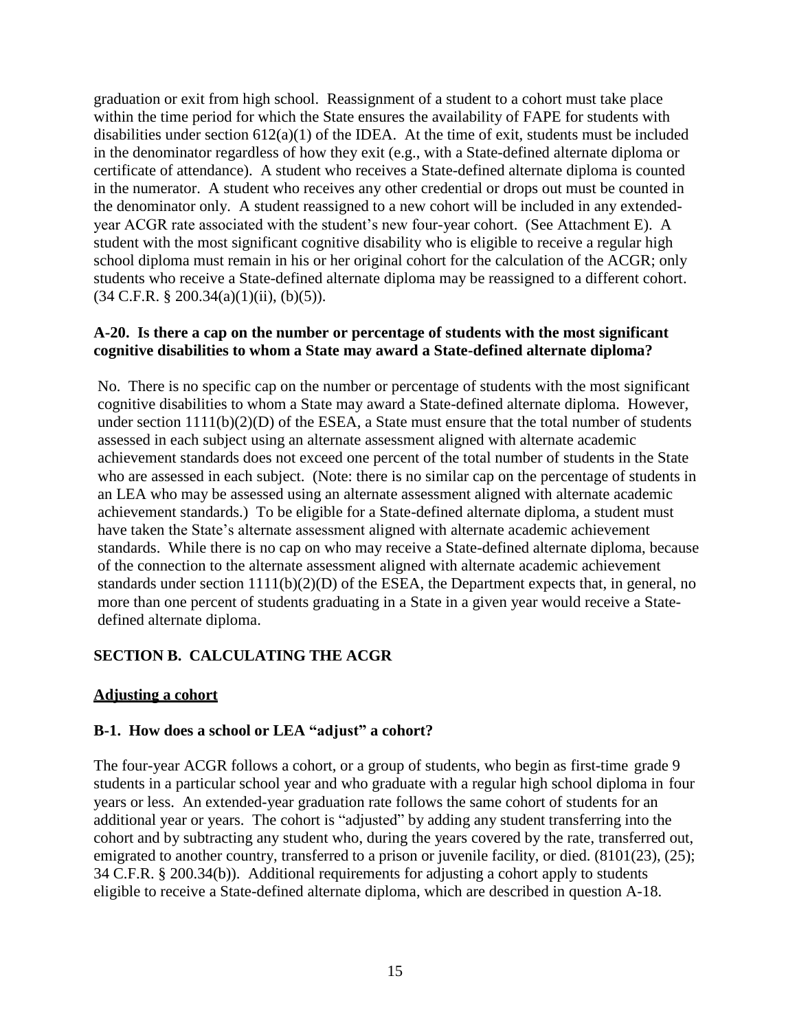graduation or exit from high school. Reassignment of a student to a cohort must take place within the time period for which the State ensures the availability of FAPE for students with disabilities under section 612(a)(1) of the IDEA. At the time of exit, students must be included in the denominator regardless of how they exit (e.g., with a State-defined alternate diploma or certificate of attendance). A student who receives a State-defined alternate diploma is counted in the numerator. A student who receives any other credential or drops out must be counted in the denominator only. A student reassigned to a new cohort will be included in any extended-year ACGR rate associated with the student's new four-year cohort. (See Attachment E). A student with the most significant cognitive disability who is eligible to receive a regular high school diploma must remain in his or her original cohort for the calculation of the ACGR; only students who receive a State-defined alternate diploma may be reassigned to a different cohort. (34 C.F.R. § 200.34(a)(1)(ii), (b)(5)).

**A-20. Is there a cap on the number or percentage of students with the most significant cognitive disabilities to whom a State may award a State-defined alternate diploma?**

No. There is no specific cap on the number or percentage of students with the most significant cognitive disabilities to whom a State may award a State-defined alternate diploma. However, under section 1111(b)(2)(D) of the ESEA, a State must ensure that the total number of students assessed in each subject using an alternate assessment aligned with alternate academic achievement standards does not exceed one percent of the total number of students in the State who are assessed in each subject. (Note: there is no similar cap on the percentage of students in an LEA who may be assessed using an alternate assessment aligned with alternate academic achievement standards.) To be eligible for a State-defined alternate diploma, a student must have taken the State's alternate assessment aligned with alternate academic achievement standards. While there is no cap on who may receive a State-defined alternate diploma, because of the connection to the alternate assessment aligned with alternate academic achievement standards under section 1111(b)(2)(D) of the ESEA, the Department expects that, in general, no more than one percent of students graduating in a State in a given year would receive a State-defined alternate diploma.

## SECTION B. CALCULATING THE ACGR

### Adjusting a cohort

**B-1. How does a school or LEA "adjust" a cohort?**

The four-year ACGR follows a cohort, or a group of students, who begin as first-time grade 9 students in a particular school year and who graduate with a regular high school diploma in four years or less. An extended-year graduation rate follows the same cohort of students for an additional year or years. The cohort is "adjusted" by adding any student transferring into the cohort and by subtracting any student who, during the years covered by the rate, transferred out, emigrated to another country, transferred to a prison or juvenile facility, or died. (8101(23), (25); 34 C.F.R. § 200.34(b)). Additional requirements for adjusting a cohort apply to students eligible to receive a State-defined alternate diploma, which are described in question A-18.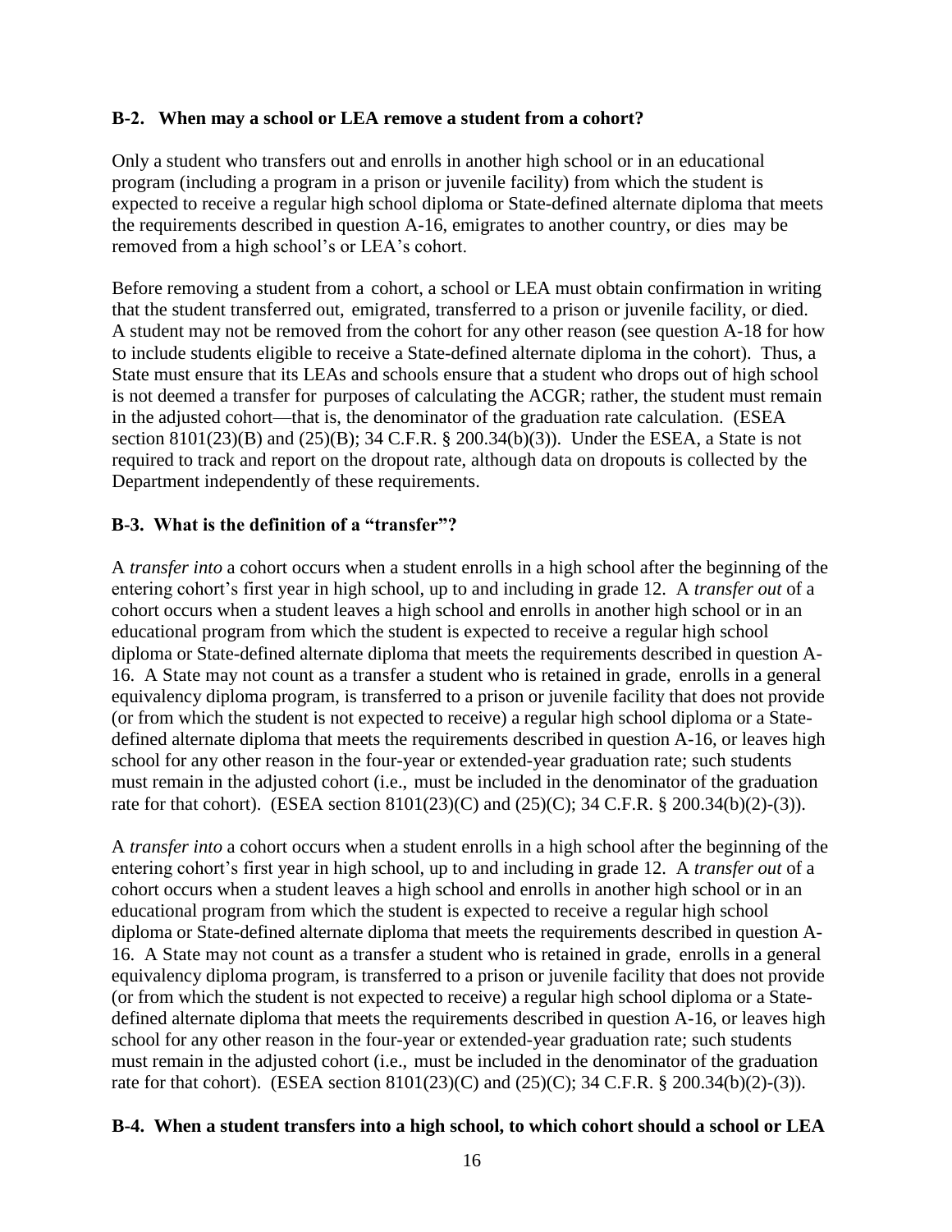**B-2. When may a school or LEA remove a student from a cohort?**

Only a student who transfers out and enrolls in another high school or in an educational program (including a program in a prison or juvenile facility) from which the student is expected to receive a regular high school diploma or State-defined alternate diploma that meets the requirements described in question A-16, emigrates to another country, or dies may be removed from a high school's or LEA's cohort.

Before removing a student from a cohort, a school or LEA must obtain confirmation in writing that the student transferred out, emigrated, transferred to a prison or juvenile facility, or died. A student may not be removed from the cohort for any other reason (see question A-18 for how to include students eligible to receive a State-defined alternate diploma in the cohort). Thus, a State must ensure that its LEAs and schools ensure that a student who drops out of high school is not deemed a transfer for purposes of calculating the ACGR; rather, the student must remain in the adjusted cohort—that is, the denominator of the graduation rate calculation. (ESEA section 8101(23)(B) and (25)(B); 34 C.F.R. § 200.34(b)(3)). Under the ESEA, a State is not required to track and report on the dropout rate, although data on dropouts is collected by the Department independently of these requirements.

**B-3. What is the definition of a "transfer"?**

A *transfer into* a cohort occurs when a student enrolls in a high school after the beginning of the entering cohort's first year in high school, up to and including in grade 12. A *transfer out* of a cohort occurs when a student leaves a high school and enrolls in another high school or in an educational program from which the student is expected to receive a regular high school diploma or State-defined alternate diploma that meets the requirements described in question A-16. A State may not count as a transfer a student who is retained in grade, enrolls in a general equivalency diploma program, is transferred to a prison or juvenile facility that does not provide (or from which the student is not expected to receive) a regular high school diploma or a State-defined alternate diploma that meets the requirements described in question A-16, or leaves high school for any other reason in the four-year or extended-year graduation rate; such students must remain in the adjusted cohort (i.e., must be included in the denominator of the graduation rate for that cohort). (ESEA section 8101(23)(C) and (25)(C); 34 C.F.R. § 200.34(b)(2)-(3)).

A *transfer into* a cohort occurs when a student enrolls in a high school after the beginning of the entering cohort's first year in high school, up to and including in grade 12. A *transfer out* of a cohort occurs when a student leaves a high school and enrolls in another high school or in an educational program from which the student is expected to receive a regular high school diploma or State-defined alternate diploma that meets the requirements described in question A-16. A State may not count as a transfer a student who is retained in grade, enrolls in a general equivalency diploma program, is transferred to a prison or juvenile facility that does not provide (or from which the student is not expected to receive) a regular high school diploma or a State-defined alternate diploma that meets the requirements described in question A-16, or leaves high school for any other reason in the four-year or extended-year graduation rate; such students must remain in the adjusted cohort (i.e., must be included in the denominator of the graduation rate for that cohort). (ESEA section 8101(23)(C) and (25)(C); 34 C.F.R. § 200.34(b)(2)-(3)).

**B-4. When a student transfers into a high school, to which cohort should a school or LEA**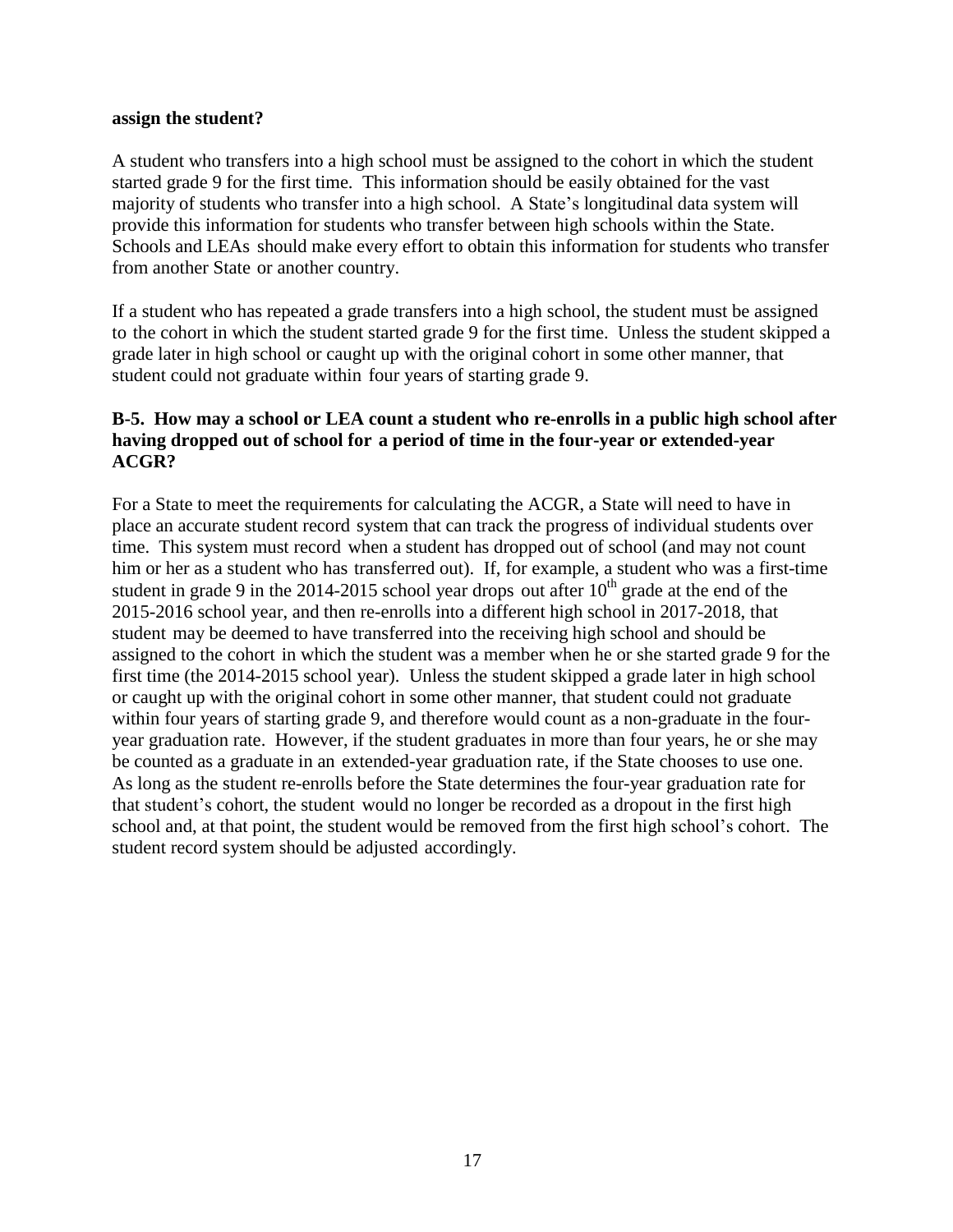**assign the student?**

A student who transfers into a high school must be assigned to the cohort in which the student started grade 9 for the first time. This information should be easily obtained for the vast majority of students who transfer into a high school. A State's longitudinal data system will provide this information for students who transfer between high schools within the State. Schools and LEAs should make every effort to obtain this information for students who transfer from another State or another country.

If a student who has repeated a grade transfers into a high school, the student must be assigned to the cohort in which the student started grade 9 for the first time. Unless the student skipped a grade later in high school or caught up with the original cohort in some other manner, that student could not graduate within four years of starting grade 9.

**B-5. How may a school or LEA count a student who re-enrolls in a public high school after having dropped out of school for a period of time in the four-year or extended-year ACGR?**

For a State to meet the requirements for calculating the ACGR, a State will need to have in place an accurate student record system that can track the progress of individual students over time. This system must record when a student has dropped out of school (and may not count him or her as a student who has transferred out). If, for example, a student who was a first-time student in grade 9 in the 2014-2015 school year drops out after 10th grade at the end of the 2015-2016 school year, and then re-enrolls into a different high school in 2017-2018, that student may be deemed to have transferred into the receiving high school and should be assigned to the cohort in which the student was a member when he or she started grade 9 for the first time (the 2014-2015 school year). Unless the student skipped a grade later in high school or caught up with the original cohort in some other manner, that student could not graduate within four years of starting grade 9, and therefore would count as a non-graduate in the four-year graduation rate. However, if the student graduates in more than four years, he or she may be counted as a graduate in an extended-year graduation rate, if the State chooses to use one. As long as the student re-enrolls before the State determines the four-year graduation rate for that student's cohort, the student would no longer be recorded as a dropout in the first high school and, at that point, the student would be removed from the first high school's cohort. The student record system should be adjusted accordingly.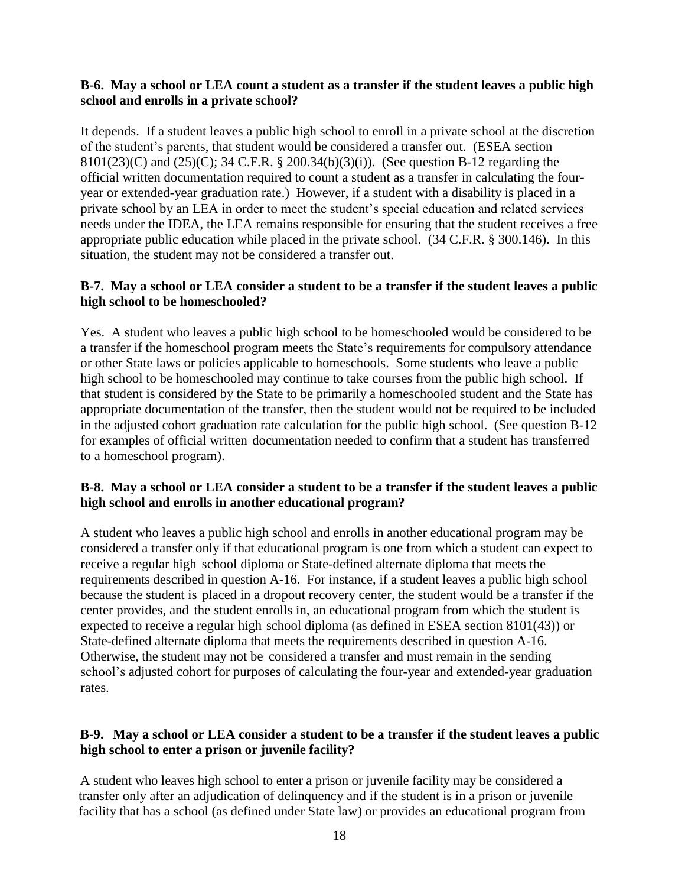**B-6. May a school or LEA count a student as a transfer if the student leaves a public high school and enrolls in a private school?**

It depends. If a student leaves a public high school to enroll in a private school at the discretion of the student's parents, that student would be considered a transfer out. (ESEA section 8101(23)(C) and (25)(C); 34 C.F.R. § 200.34(b)(3)(i)). (See question B-12 regarding the official written documentation required to count a student as a transfer in calculating the four-year or extended-year graduation rate.) However, if a student with a disability is placed in a private school by an LEA in order to meet the student's special education and related services needs under the IDEA, the LEA remains responsible for ensuring that the student receives a free appropriate public education while placed in the private school. (34 C.F.R. § 300.146). In this situation, the student may not be considered a transfer out.

**B-7. May a school or LEA consider a student to be a transfer if the student leaves a public high school to be homeschooled?**

Yes. A student who leaves a public high school to be homeschooled would be considered to be a transfer if the homeschool program meets the State's requirements for compulsory attendance or other State laws or policies applicable to homeschools. Some students who leave a public high school to be homeschooled may continue to take courses from the public high school. If that student is considered by the State to be primarily a homeschooled student and the State has appropriate documentation of the transfer, then the student would not be required to be included in the adjusted cohort graduation rate calculation for the public high school. (See question B-12 for examples of official written documentation needed to confirm that a student has transferred to a homeschool program).

**B-8. May a school or LEA consider a student to be a transfer if the student leaves a public high school and enrolls in another educational program?**

A student who leaves a public high school and enrolls in another educational program may be considered a transfer only if that educational program is one from which a student can expect to receive a regular high school diploma or State-defined alternate diploma that meets the requirements described in question A-16. For instance, if a student leaves a public high school because the student is placed in a dropout recovery center, the student would be a transfer if the center provides, and the student enrolls in, an educational program from which the student is expected to receive a regular high school diploma (as defined in ESEA section 8101(43)) or State-defined alternate diploma that meets the requirements described in question A-16. Otherwise, the student may not be considered a transfer and must remain in the sending school's adjusted cohort for purposes of calculating the four-year and extended-year graduation rates.

**B-9. May a school or LEA consider a student to be a transfer if the student leaves a public high school to enter a prison or juvenile facility?**

A student who leaves high school to enter a prison or juvenile facility may be considered a transfer only after an adjudication of delinquency and if the student is in a prison or juvenile facility that has a school (as defined under State law) or provides an educational program from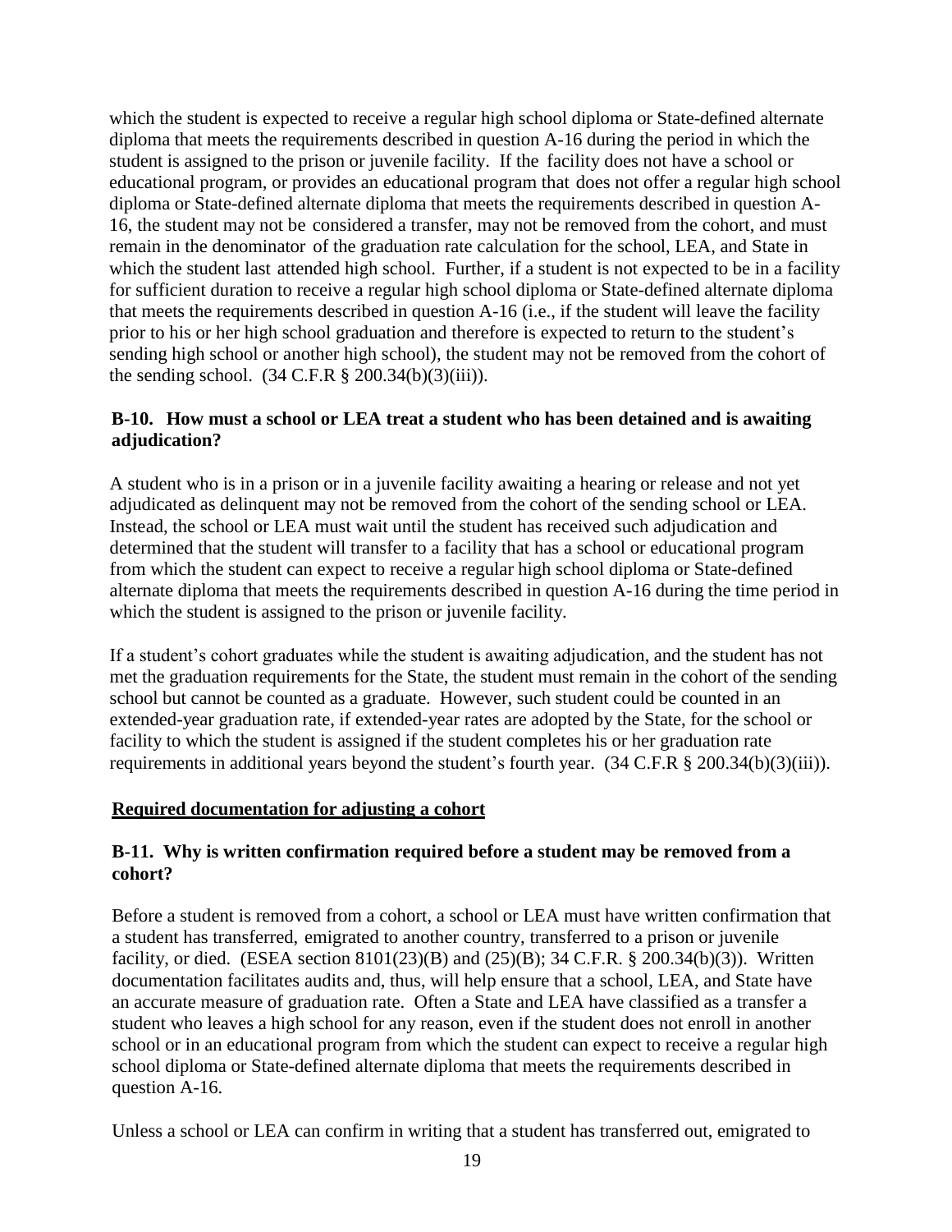which the student is expected to receive a regular high school diploma or State-defined alternate diploma that meets the requirements described in question A-16 during the period in which the student is assigned to the prison or juvenile facility. If the facility does not have a school or educational program, or provides an educational program that does not offer a regular high school diploma or State-defined alternate diploma that meets the requirements described in question A-16, the student may not be considered a transfer, may not be removed from the cohort, and must remain in the denominator of the graduation rate calculation for the school, LEA, and State in which the student last attended high school. Further, if a student is not expected to be in a facility for sufficient duration to receive a regular high school diploma or State-defined alternate diploma that meets the requirements described in question A-16 (i.e., if the student will leave the facility prior to his or her high school graduation and therefore is expected to return to the student's sending high school or another high school), the student may not be removed from the cohort of the sending school. (34 C.F.R § 200.34(b)(3)(iii)).

**B-10. How must a school or LEA treat a student who has been detained and is awaiting adjudication?**

A student who is in a prison or in a juvenile facility awaiting a hearing or release and not yet adjudicated as delinquent may not be removed from the cohort of the sending school or LEA. Instead, the school or LEA must wait until the student has received such adjudication and determined that the student will transfer to a facility that has a school or educational program from which the student can expect to receive a regular high school diploma or State-defined alternate diploma that meets the requirements described in question A-16 during the time period in which the student is assigned to the prison or juvenile facility.

If a student's cohort graduates while the student is awaiting adjudication, and the student has not met the graduation requirements for the State, the student must remain in the cohort of the sending school but cannot be counted as a graduate. However, such student could be counted in an extended-year graduation rate, if extended-year rates are adopted by the State, for the school or facility to which the student is assigned if the student completes his or her graduation rate requirements in additional years beyond the student's fourth year. (34 C.F.R § 200.34(b)(3)(iii)).

**<u>Required documentation for adjusting a cohort</u>**

**B-11. Why is written confirmation required before a student may be removed from a cohort?**

Before a student is removed from a cohort, a school or LEA must have written confirmation that a student has transferred, emigrated to another country, transferred to a prison or juvenile facility, or died. (ESEA section 8101(23)(B) and (25)(B); 34 C.F.R. § 200.34(b)(3)). Written documentation facilitates audits and, thus, will help ensure that a school, LEA, and State have an accurate measure of graduation rate. Often a State and LEA have classified as a transfer a student who leaves a high school for any reason, even if the student does not enroll in another school or in an educational program from which the student can expect to receive a regular high school diploma or State-defined alternate diploma that meets the requirements described in question A-16.

Unless a school or LEA can confirm in writing that a student has transferred out, emigrated to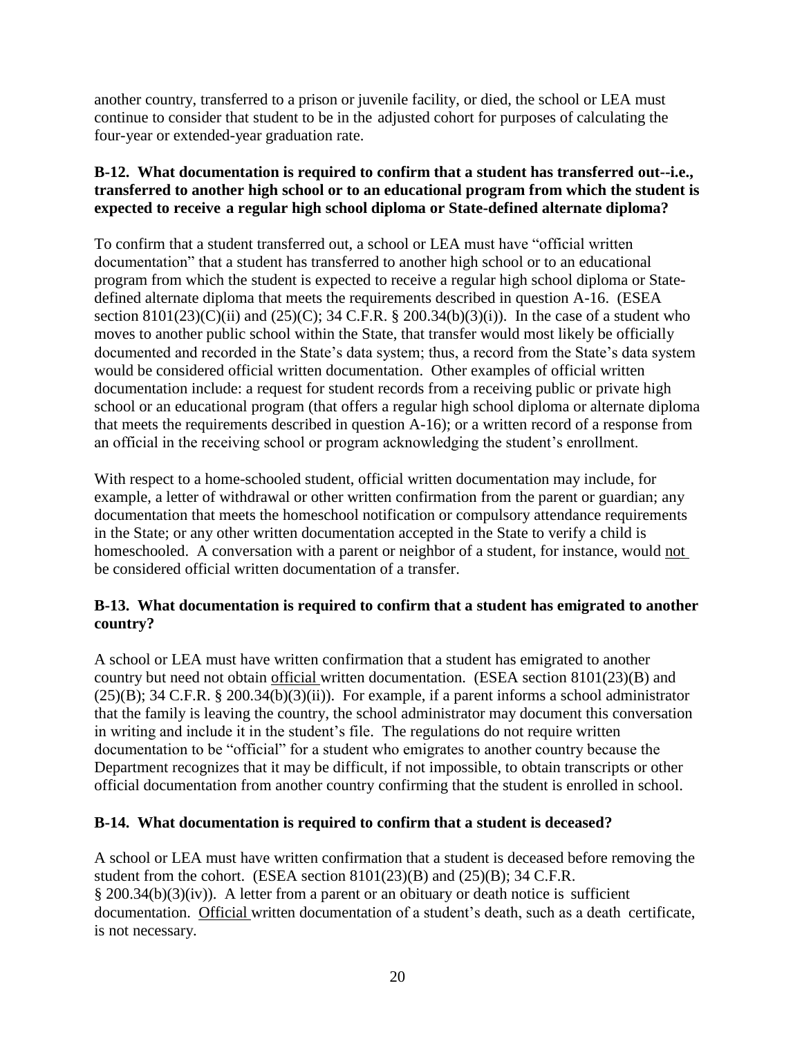another country, transferred to a prison or juvenile facility, or died, the school or LEA must continue to consider that student to be in the adjusted cohort for purposes of calculating the four-year or extended-year graduation rate.

**B-12. What documentation is required to confirm that a student has transferred out--i.e., transferred to another high school or to an educational program from which the student is expected to receive a regular high school diploma or State-defined alternate diploma?**

To confirm that a student transferred out, a school or LEA must have "official written documentation" that a student has transferred to another high school or to an educational program from which the student is expected to receive a regular high school diploma or State-defined alternate diploma that meets the requirements described in question A-16. (ESEA section 8101(23)(C)(ii) and (25)(C); 34 C.F.R. § 200.34(b)(3)(i)). In the case of a student who moves to another public school within the State, that transfer would most likely be officially documented and recorded in the State's data system; thus, a record from the State's data system would be considered official written documentation. Other examples of official written documentation include: a request for student records from a receiving public or private high school or an educational program (that offers a regular high school diploma or alternate diploma that meets the requirements described in question A-16); or a written record of a response from an official in the receiving school or program acknowledging the student's enrollment.

With respect to a home-schooled student, official written documentation may include, for example, a letter of withdrawal or other written confirmation from the parent or guardian; any documentation that meets the homeschool notification or compulsory attendance requirements in the State; or any other written documentation accepted in the State to verify a child is homeschooled. A conversation with a parent or neighbor of a student, for instance, would <u>not</u> be considered official written documentation of a transfer.

**B-13. What documentation is required to confirm that a student has emigrated to another country?**

A school or LEA must have written confirmation that a student has emigrated to another country but need not obtain <u>official</u> written documentation. (ESEA section 8101(23)(B) and (25)(B); 34 C.F.R. § 200.34(b)(3)(ii)). For example, if a parent informs a school administrator that the family is leaving the country, the school administrator may document this conversation in writing and include it in the student's file. The regulations do not require written documentation to be "official" for a student who emigrates to another country because the Department recognizes that it may be difficult, if not impossible, to obtain transcripts or other official documentation from another country confirming that the student is enrolled in school.

**B-14. What documentation is required to confirm that a student is deceased?**

A school or LEA must have written confirmation that a student is deceased before removing the student from the cohort. (ESEA section 8101(23)(B) and (25)(B); 34 C.F.R. § 200.34(b)(3)(iv)). A letter from a parent or an obituary or death notice is sufficient documentation. <u>Official</u> written documentation of a student's death, such as a death certificate, is not necessary.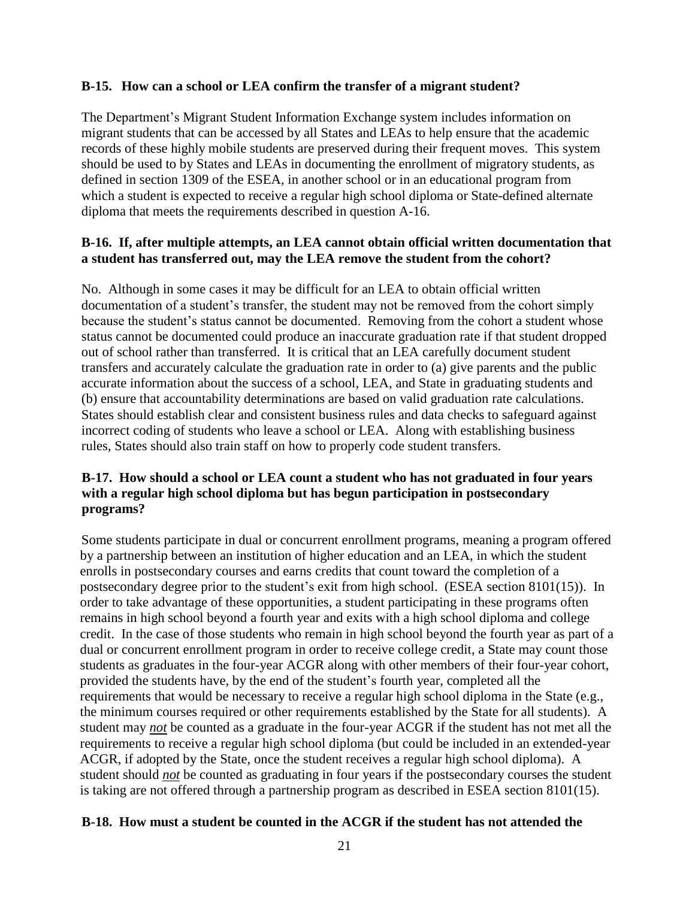**B-15. How can a school or LEA confirm the transfer of a migrant student?**

The Department's Migrant Student Information Exchange system includes information on migrant students that can be accessed by all States and LEAs to help ensure that the academic records of these highly mobile students are preserved during their frequent moves. This system should be used to by States and LEAs in documenting the enrollment of migratory students, as defined in section 1309 of the ESEA, in another school or in an educational program from which a student is expected to receive a regular high school diploma or State-defined alternate diploma that meets the requirements described in question A-16.

**B-16. If, after multiple attempts, an LEA cannot obtain official written documentation that a student has transferred out, may the LEA remove the student from the cohort?**

No. Although in some cases it may be difficult for an LEA to obtain official written documentation of a student's transfer, the student may not be removed from the cohort simply because the student's status cannot be documented. Removing from the cohort a student whose status cannot be documented could produce an inaccurate graduation rate if that student dropped out of school rather than transferred. It is critical that an LEA carefully document student transfers and accurately calculate the graduation rate in order to (a) give parents and the public accurate information about the success of a school, LEA, and State in graduating students and (b) ensure that accountability determinations are based on valid graduation rate calculations. States should establish clear and consistent business rules and data checks to safeguard against incorrect coding of students who leave a school or LEA. Along with establishing business rules, States should also train staff on how to properly code student transfers.

**B-17. How should a school or LEA count a student who has not graduated in four years with a regular high school diploma but has begun participation in postsecondary programs?**

Some students participate in dual or concurrent enrollment programs, meaning a program offered by a partnership between an institution of higher education and an LEA, in which the student enrolls in postsecondary courses and earns credits that count toward the completion of a postsecondary degree prior to the student's exit from high school. (ESEA section 8101(15)). In order to take advantage of these opportunities, a student participating in these programs often remains in high school beyond a fourth year and exits with a high school diploma and college credit. In the case of those students who remain in high school beyond the fourth year as part of a dual or concurrent enrollment program in order to receive college credit, a State may count those students as graduates in the four-year ACGR along with other members of their four-year cohort, provided the students have, by the end of the student's fourth year, completed all the requirements that would be necessary to receive a regular high school diploma in the State (e.g., the minimum courses required or other requirements established by the State for all students). A student may ***not*** be counted as a graduate in the four-year ACGR if the student has not met all the requirements to receive a regular high school diploma (but could be included in an extended-year ACGR, if adopted by the State, once the student receives a regular high school diploma). A student should ***not*** be counted as graduating in four years if the postsecondary courses the student is taking are not offered through a partnership program as described in ESEA section 8101(15).

**B-18. How must a student be counted in the ACGR if the student has not attended the**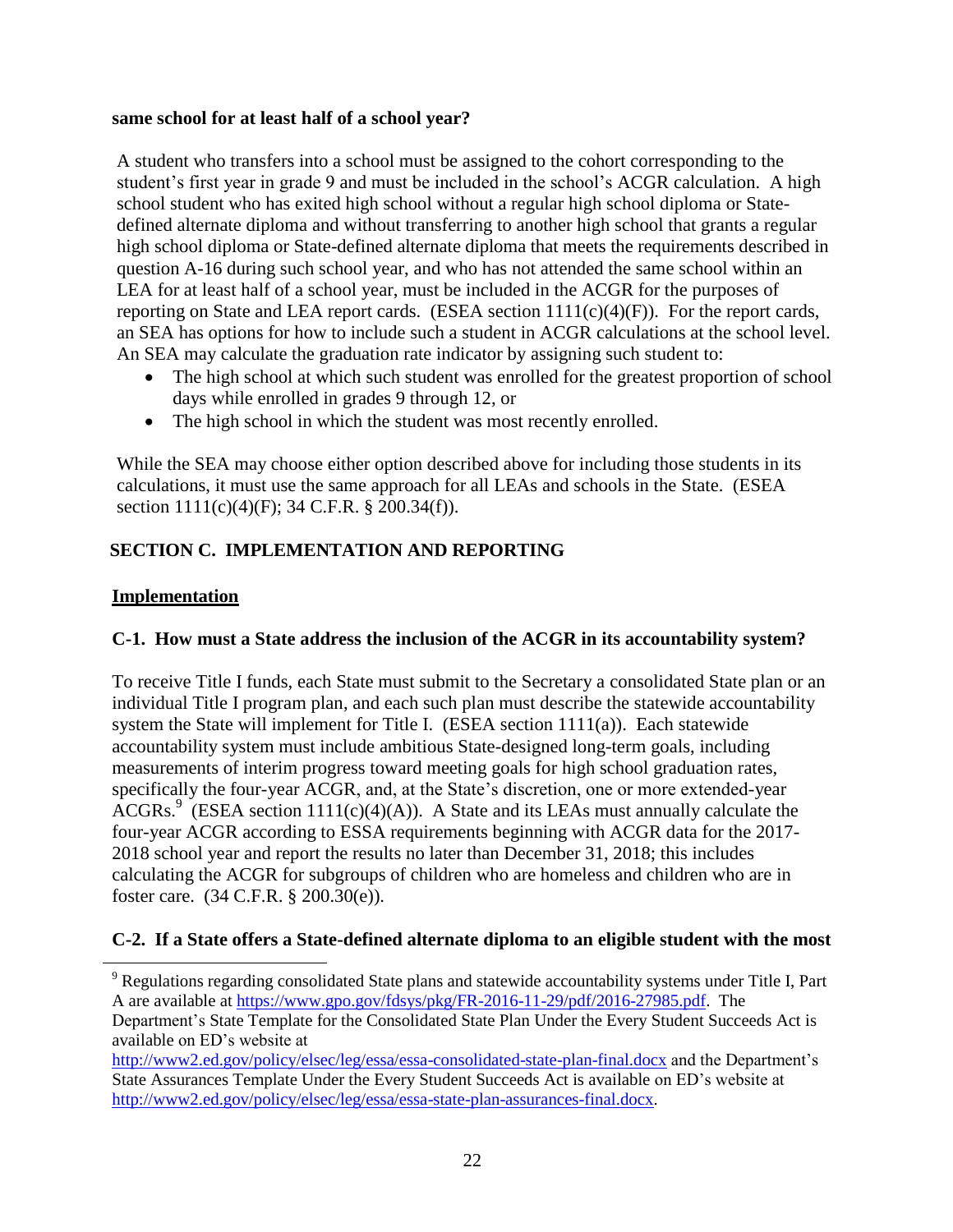**same school for at least half of a school year?**

A student who transfers into a school must be assigned to the cohort corresponding to the student's first year in grade 9 and must be included in the school's ACGR calculation. A high school student who has exited high school without a regular high school diploma or State-defined alternate diploma and without transferring to another high school that grants a regular high school diploma or State-defined alternate diploma that meets the requirements described in question A-16 during such school year, and who has not attended the same school within an LEA for at least half of a school year, must be included in the ACGR for the purposes of reporting on State and LEA report cards. (ESEA section 1111(c)(4)(F)). For the report cards, an SEA has options for how to include such a student in ACGR calculations at the school level. An SEA may calculate the graduation rate indicator by assigning such student to:

- The high school at which such student was enrolled for the greatest proportion of school days while enrolled in grades 9 through 12, or
- The high school in which the student was most recently enrolled.

While the SEA may choose either option described above for including those students in its calculations, it must use the same approach for all LEAs and schools in the State. (ESEA section 1111(c)(4)(F); 34 C.F.R. § 200.34(f)).

## SECTION C. IMPLEMENTATION AND REPORTING

### Implementation

**C-1. How must a State address the inclusion of the ACGR in its accountability system?**

To receive Title I funds, each State must submit to the Secretary a consolidated State plan or an individual Title I program plan, and each such plan must describe the statewide accountability system the State will implement for Title I. (ESEA section 1111(a)). Each statewide accountability system must include ambitious State-designed long-term goals, including measurements of interim progress toward meeting goals for high school graduation rates, specifically the four-year ACGR, and, at the State's discretion, one or more extended-year ACGRs.[9] (ESEA section 1111(c)(4)(A)). A State and its LEAs must annually calculate the four-year ACGR according to ESSA requirements beginning with ACGR data for the 2017-2018 school year and report the results no later than December 31, 2018; this includes calculating the ACGR for subgroups of children who are homeless and children who are in foster care. (34 C.F.R. § 200.30(e)).

**C-2. If a State offers a State-defined alternate diploma to an eligible student with the most**

---

[9] Regulations regarding consolidated State plans and statewide accountability systems under Title I, Part A are available at https://www.gpo.gov/fdsys/pkg/FR-2016-11-29/pdf/2016-27985.pdf. The Department's State Template for the Consolidated State Plan Under the Every Student Succeeds Act is available on ED's website at http://www2.ed.gov/policy/elsec/leg/essa/essa-consolidated-state-plan-final.docx and the Department's State Assurances Template Under the Every Student Succeeds Act is available on ED's website at http://www2.ed.gov/policy/elsec/leg/essa/essa-state-plan-assurances-final.docx.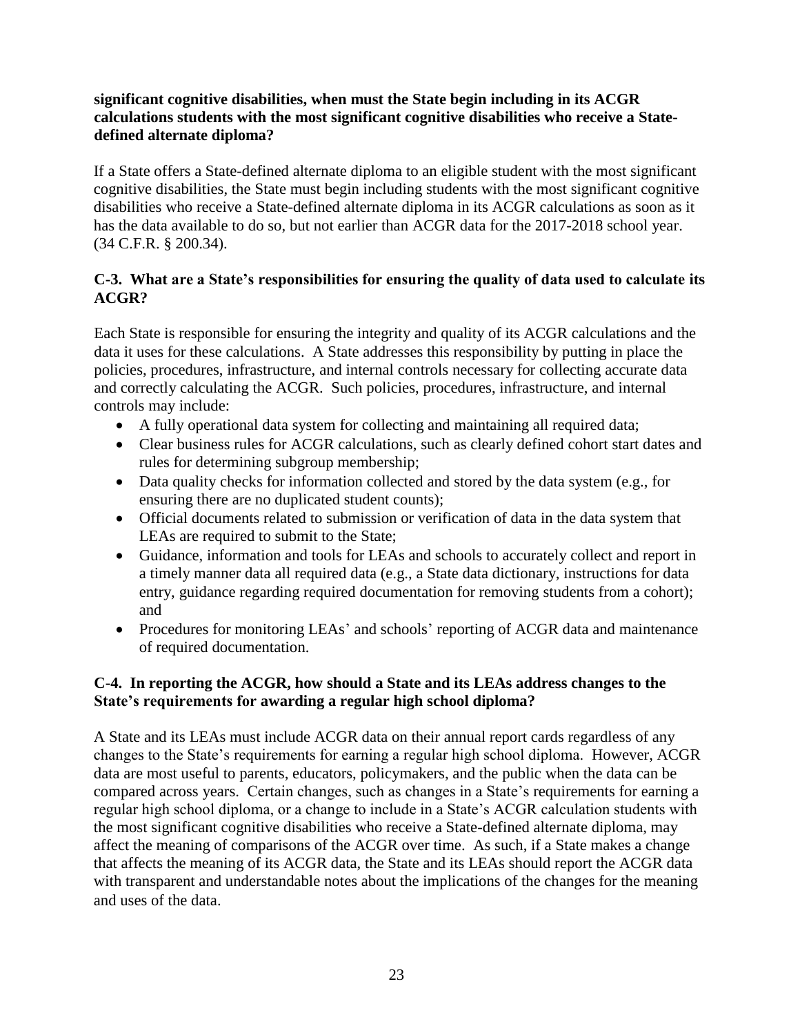**significant cognitive disabilities, when must the State begin including in its ACGR calculations students with the most significant cognitive disabilities who receive a State-defined alternate diploma?**

If a State offers a State-defined alternate diploma to an eligible student with the most significant cognitive disabilities, the State must begin including students with the most significant cognitive disabilities who receive a State-defined alternate diploma in its ACGR calculations as soon as it has the data available to do so, but not earlier than ACGR data for the 2017-2018 school year. (34 C.F.R. § 200.34).

### C-3. What are a State's responsibilities for ensuring the quality of data used to calculate its ACGR?

Each State is responsible for ensuring the integrity and quality of its ACGR calculations and the data it uses for these calculations. A State addresses this responsibility by putting in place the policies, procedures, infrastructure, and internal controls necessary for collecting accurate data and correctly calculating the ACGR. Such policies, procedures, infrastructure, and internal controls may include:

- A fully operational data system for collecting and maintaining all required data;
- Clear business rules for ACGR calculations, such as clearly defined cohort start dates and rules for determining subgroup membership;
- Data quality checks for information collected and stored by the data system (e.g., for ensuring there are no duplicated student counts);
- Official documents related to submission or verification of data in the data system that LEAs are required to submit to the State;
- Guidance, information and tools for LEAs and schools to accurately collect and report in a timely manner data all required data (e.g., a State data dictionary, instructions for data entry, guidance regarding required documentation for removing students from a cohort); and
- Procedures for monitoring LEAs' and schools' reporting of ACGR data and maintenance of required documentation.

### C-4. In reporting the ACGR, how should a State and its LEAs address changes to the State's requirements for awarding a regular high school diploma?

A State and its LEAs must include ACGR data on their annual report cards regardless of any changes to the State's requirements for earning a regular high school diploma. However, ACGR data are most useful to parents, educators, policymakers, and the public when the data can be compared across years. Certain changes, such as changes in a State's requirements for earning a regular high school diploma, or a change to include in a State's ACGR calculation students with the most significant cognitive disabilities who receive a State-defined alternate diploma, may affect the meaning of comparisons of the ACGR over time. As such, if a State makes a change that affects the meaning of its ACGR data, the State and its LEAs should report the ACGR data with transparent and understandable notes about the implications of the changes for the meaning and uses of the data.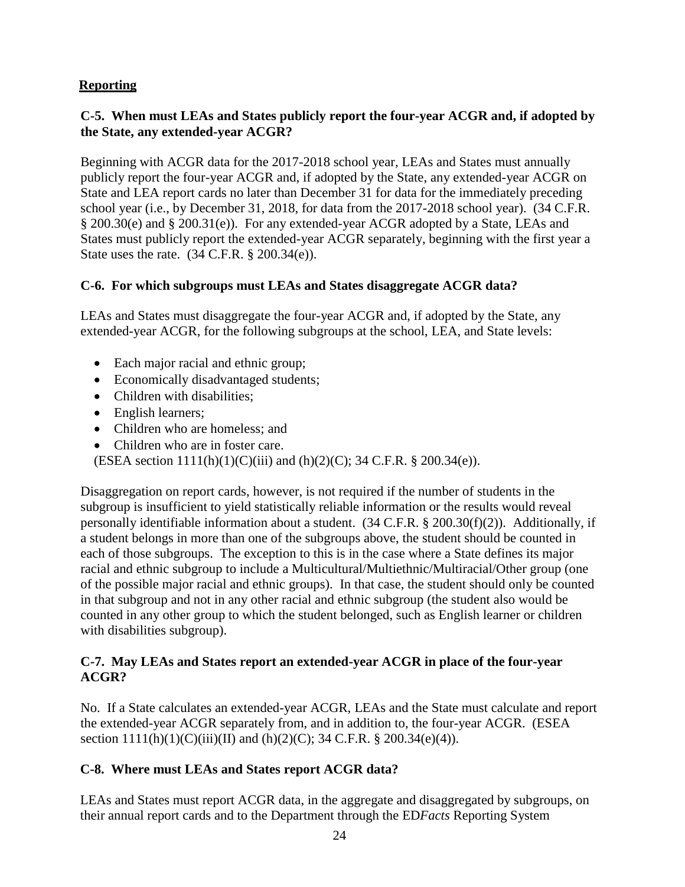## Reporting

### C-5. When must LEAs and States publicly report the four-year ACGR and, if adopted by the State, any extended-year ACGR?

Beginning with ACGR data for the 2017-2018 school year, LEAs and States must annually publicly report the four-year ACGR and, if adopted by the State, any extended-year ACGR on State and LEA report cards no later than December 31 for data for the immediately preceding school year (i.e., by December 31, 2018, for data from the 2017-2018 school year). (34 C.F.R. § 200.30(e) and § 200.31(e)). For any extended-year ACGR adopted by a State, LEAs and States must publicly report the extended-year ACGR separately, beginning with the first year a State uses the rate. (34 C.F.R. § 200.34(e)).

### C-6. For which subgroups must LEAs and States disaggregate ACGR data?

LEAs and States must disaggregate the four-year ACGR and, if adopted by the State, any extended-year ACGR, for the following subgroups at the school, LEA, and State levels:

- Each major racial and ethnic group;
- Economically disadvantaged students;
- Children with disabilities;
- English learners;
- Children who are homeless; and
- Children who are in foster care.

(ESEA section 1111(h)(1)(C)(iii) and (h)(2)(C); 34 C.F.R. § 200.34(e)).

Disaggregation on report cards, however, is not required if the number of students in the subgroup is insufficient to yield statistically reliable information or the results would reveal personally identifiable information about a student. (34 C.F.R. § 200.30(f)(2)). Additionally, if a student belongs in more than one of the subgroups above, the student should be counted in each of those subgroups. The exception to this is in the case where a State defines its major racial and ethnic subgroup to include a Multicultural/Multiethnic/Multiracial/Other group (one of the possible major racial and ethnic groups). In that case, the student should only be counted in that subgroup and not in any other racial and ethnic subgroup (the student also would be counted in any other group to which the student belonged, such as English learner or children with disabilities subgroup).

### C-7. May LEAs and States report an extended-year ACGR in place of the four-year ACGR?

No. If a State calculates an extended-year ACGR, LEAs and the State must calculate and report the extended-year ACGR separately from, and in addition to, the four-year ACGR. (ESEA section 1111(h)(1)(C)(iii)(II) and (h)(2)(C); 34 C.F.R. § 200.34(e)(4)).

### C-8. Where must LEAs and States report ACGR data?

LEAs and States must report ACGR data, in the aggregate and disaggregated by subgroups, on their annual report cards and to the Department through the ED*Facts* Reporting System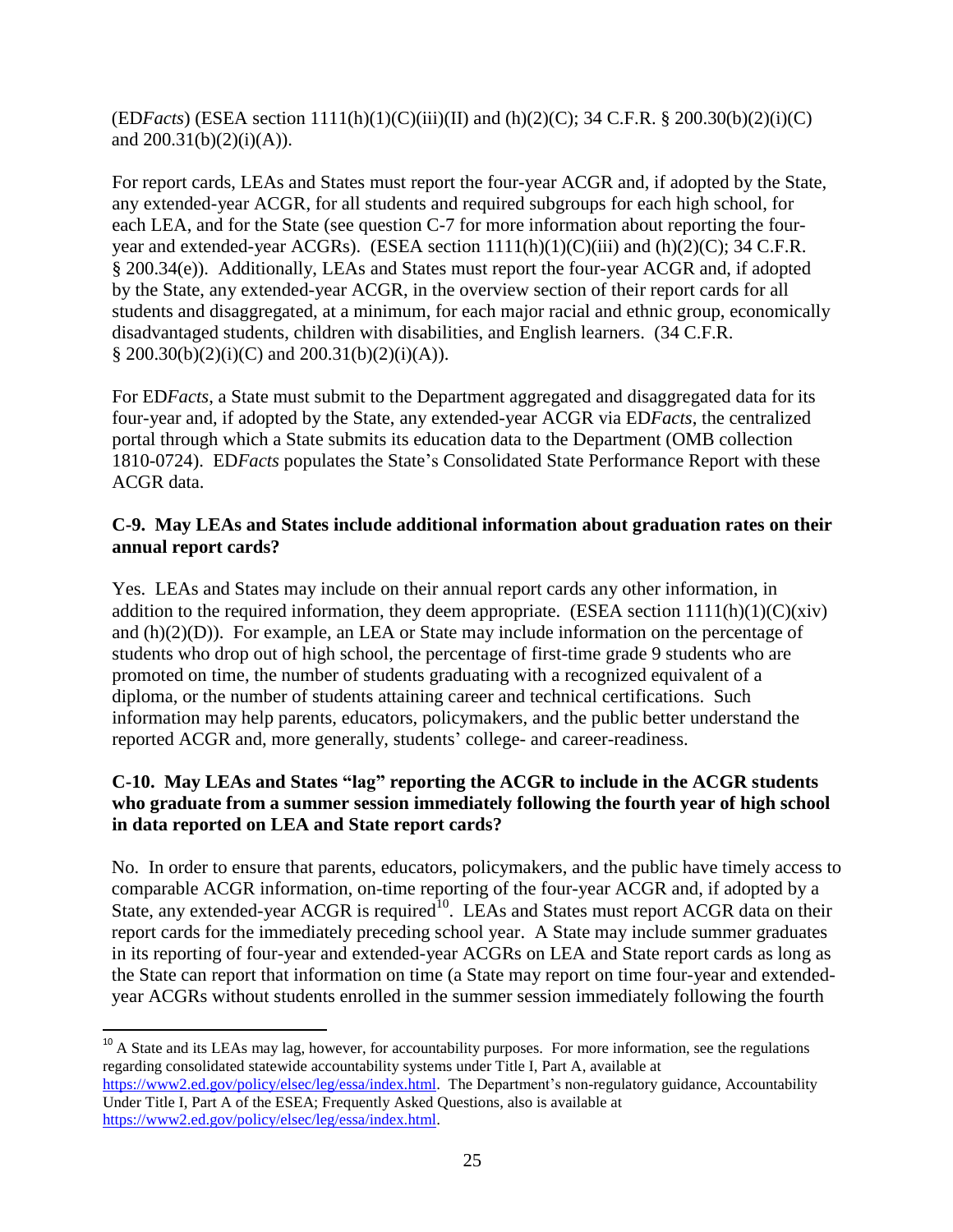(ED*Facts*) (ESEA section 1111(h)(1)(C)(iii)(II) and (h)(2)(C); 34 C.F.R. § 200.30(b)(2)(i)(C) and 200.31(b)(2)(i)(A)).

For report cards, LEAs and States must report the four-year ACGR and, if adopted by the State, any extended-year ACGR, for all students and required subgroups for each high school, for each LEA, and for the State (see question C-7 for more information about reporting the four-year and extended-year ACGRs). (ESEA section 1111(h)(1)(C)(iii) and (h)(2)(C); 34 C.F.R. § 200.34(e)). Additionally, LEAs and States must report the four-year ACGR and, if adopted by the State, any extended-year ACGR, in the overview section of their report cards for all students and disaggregated, at a minimum, for each major racial and ethnic group, economically disadvantaged students, children with disabilities, and English learners. (34 C.F.R. § 200.30(b)(2)(i)(C) and 200.31(b)(2)(i)(A)).

For ED*Facts*, a State must submit to the Department aggregated and disaggregated data for its four-year and, if adopted by the State, any extended-year ACGR via ED*Facts*, the centralized portal through which a State submits its education data to the Department (OMB collection 1810-0724). ED*Facts* populates the State's Consolidated State Performance Report with these ACGR data.

**C-9. May LEAs and States include additional information about graduation rates on their annual report cards?**

Yes. LEAs and States may include on their annual report cards any other information, in addition to the required information, they deem appropriate. (ESEA section 1111(h)(1)(C)(xiv) and (h)(2)(D)). For example, an LEA or State may include information on the percentage of students who drop out of high school, the percentage of first-time grade 9 students who are promoted on time, the number of students graduating with a recognized equivalent of a diploma, or the number of students attaining career and technical certifications. Such information may help parents, educators, policymakers, and the public better understand the reported ACGR and, more generally, students' college- and career-readiness.

**C-10. May LEAs and States "lag" reporting the ACGR to include in the ACGR students who graduate from a summer session immediately following the fourth year of high school in data reported on LEA and State report cards?**

No. In order to ensure that parents, educators, policymakers, and the public have timely access to comparable ACGR information, on-time reporting of the four-year ACGR and, if adopted by a State, any extended-year ACGR is required[10]. LEAs and States must report ACGR data on their report cards for the immediately preceding school year. A State may include summer graduates in its reporting of four-year and extended-year ACGRs on LEA and State report cards as long as the State can report that information on time (a State may report on time four-year and extended-year ACGRs without students enrolled in the summer session immediately following the fourth

---

[10] A State and its LEAs may lag, however, for accountability purposes. For more information, see the regulations regarding consolidated statewide accountability systems under Title I, Part A, available at https://www2.ed.gov/policy/elsec/leg/essa/index.html. The Department's non-regulatory guidance, Accountability Under Title I, Part A of the ESEA; Frequently Asked Questions, also is available at https://www2.ed.gov/policy/elsec/leg/essa/index.html.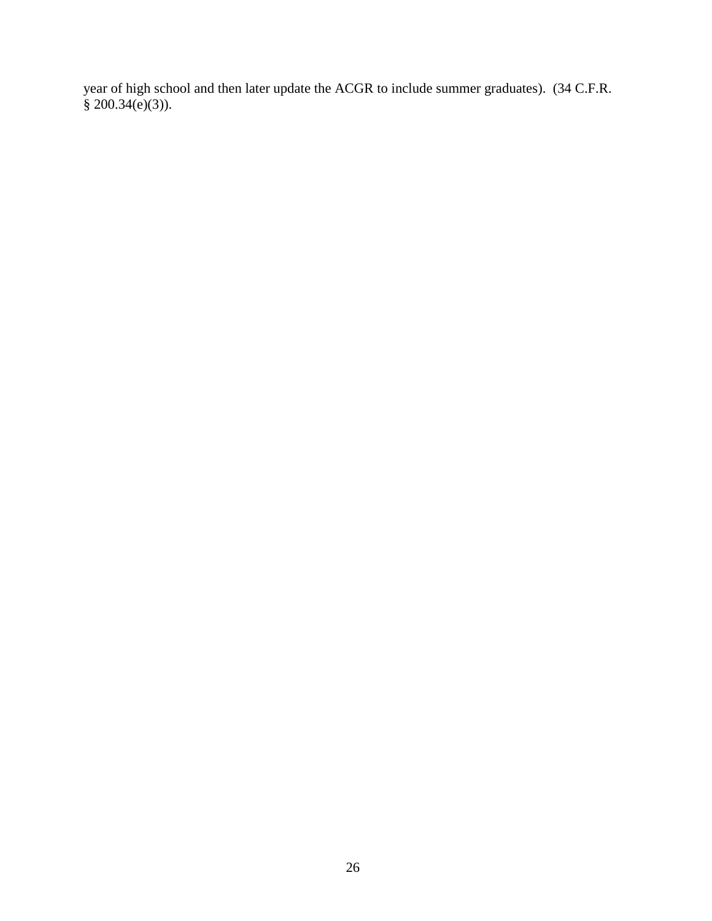year of high school and then later update the ACGR to include summer graduates). (34 C.F.R. § 200.34(e)(3)).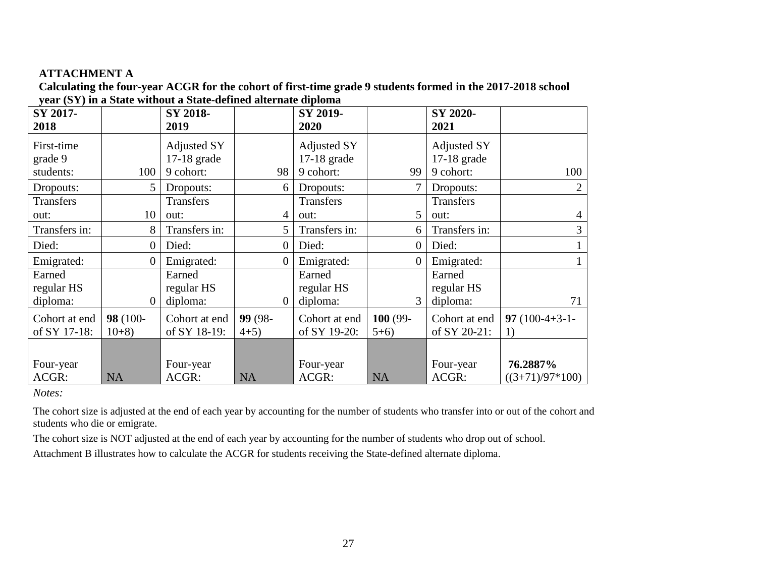**ATTACHMENT A**

**Calculating the four-year ACGR for the cohort of first-time grade 9 students formed in the 2017-2018 school year (SY) in a State without a State-defined alternate diploma**

| **SY 2017-2018** | | **SY 2018-2019** | | **SY 2019-2020** | | **SY 2020-2021** | |
|---|---|---|---|---|---|---|---|
| First-time grade 9 students: | 100 | Adjusted SY 17-18 grade 9 cohort: | 98 | Adjusted SY 17-18 grade 9 cohort: | 99 | Adjusted SY 17-18 grade 9 cohort: | 100 |
| Dropouts: | 5 | Dropouts: | 6 | Dropouts: | 7 | Dropouts: | 2 |
| Transfers out: | 10 | Transfers out: | 4 | Transfers out: | 5 | Transfers out: | 4 |
| Transfers in: | 8 | Transfers in: | 5 | Transfers in: | 6 | Transfers in: | 3 |
| Died: | 0 | Died: | 0 | Died: | 0 | Died: | 1 |
| Emigrated: | 0 | Emigrated: | 0 | Emigrated: | 0 | Emigrated: | 1 |
| Earned regular HS diploma: | 0 | Earned regular HS diploma: | 0 | Earned regular HS diploma: | 3 | Earned regular HS diploma: | 71 |
| Cohort at end of SY 17-18: | **98** (100-10+8) | Cohort at end of SY 18-19: | **99** (98-4+5) | Cohort at end of SY 19-20: | **100** (99-5+6) | Cohort at end of SY 20-21: | **97** (100-4+3-1-1) |
| Four-year ACGR: | NA | Four-year ACGR: | NA | Four-year ACGR: | NA | Four-year ACGR: | **76.2887%** ((3+71)/97*100) |

*Notes:*

The cohort size is adjusted at the end of each year by accounting for the number of students who transfer into or out of the cohort and students who die or emigrate.

The cohort size is NOT adjusted at the end of each year by accounting for the number of students who drop out of school.

Attachment B illustrates how to calculate the ACGR for students receiving the State-defined alternate diploma.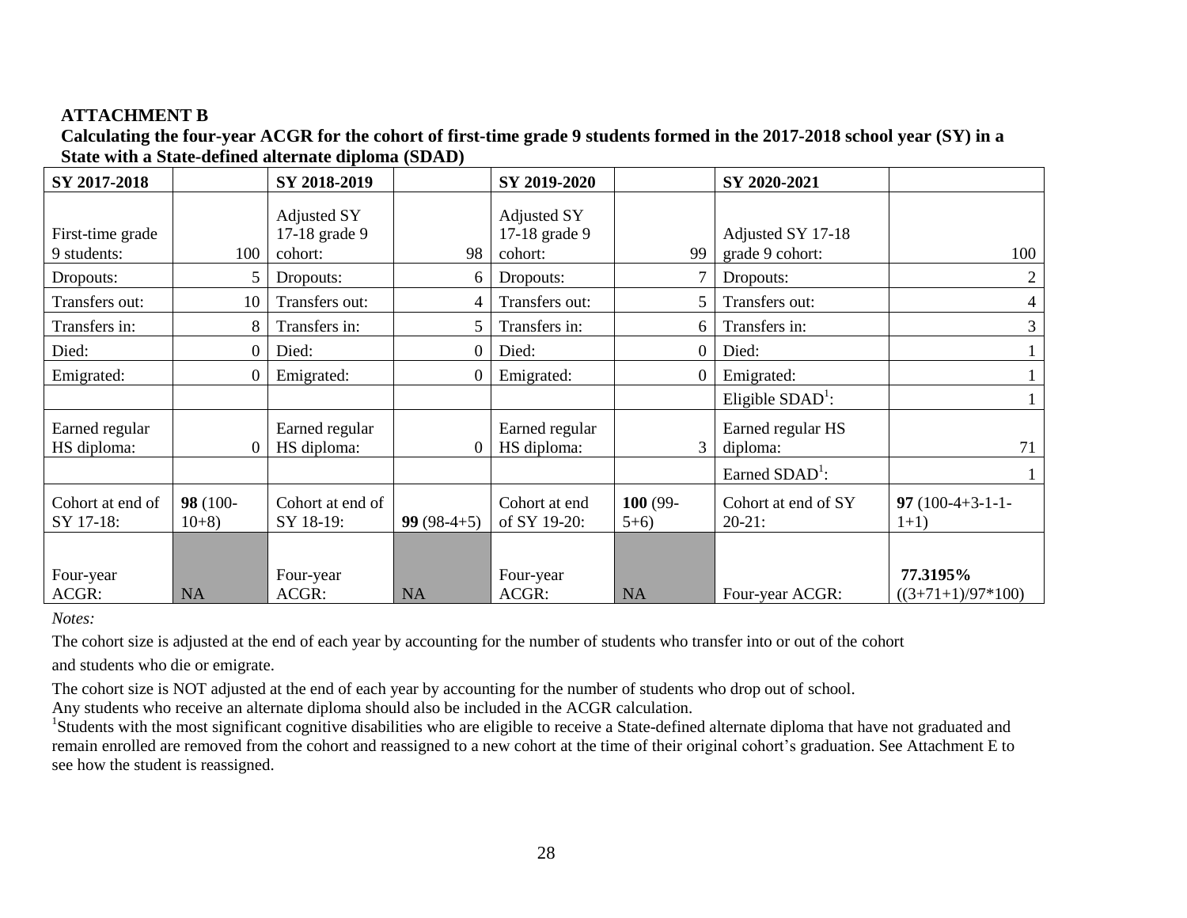**ATTACHMENT B**

**Calculating the four-year ACGR for the cohort of first-time grade 9 students formed in the 2017-2018 school year (SY) in a State with a State-defined alternate diploma (SDAD)**

| SY 2017-2018 | | SY 2018-2019 | | SY 2019-2020 | | SY 2020-2021 | |
|---|---|---|---|---|---|---|---|
| First-time grade 9 students: | 100 | Adjusted SY 17-18 grade 9 cohort: | 98 | Adjusted SY 17-18 grade 9 cohort: | 99 | Adjusted SY 17-18 grade 9 cohort: | 100 |
| Dropouts: | 5 | Dropouts: | 6 | Dropouts: | 7 | Dropouts: | 2 |
| Transfers out: | 10 | Transfers out: | 4 | Transfers out: | 5 | Transfers out: | 4 |
| Transfers in: | 8 | Transfers in: | 5 | Transfers in: | 6 | Transfers in: | 3 |
| Died: | 0 | Died: | 0 | Died: | 0 | Died: | 1 |
| Emigrated: | 0 | Emigrated: | 0 | Emigrated: | 0 | Emigrated: | 1 |
| | | | | | | Eligible SDAD[1]: | 1 |
| Earned regular HS diploma: | 0 | Earned regular HS diploma: | 0 | Earned regular HS diploma: | 3 | Earned regular HS diploma: | 71 |
| | | | | | | Earned SDAD[1]: | 1 |
| Cohort at end of SY 17-18: | **98** (100-10+8) | Cohort at end of SY 18-19: | **99** (98-4+5) | Cohort at end of SY 19-20: | **100** (99-5+6) | Cohort at end of SY 20-21: | **97** (100-4+3-1-1-1+1) |
| Four-year ACGR: | NA | Four-year ACGR: | NA | Four-year ACGR: | NA | Four-year ACGR: | **77.3195%** ((3+71+1)/97*100) |

*Notes:*

The cohort size is adjusted at the end of each year by accounting for the number of students who transfer into or out of the cohort and students who die or emigrate.

The cohort size is NOT adjusted at the end of each year by accounting for the number of students who drop out of school.

Any students who receive an alternate diploma should also be included in the ACGR calculation.

[1]Students with the most significant cognitive disabilities who are eligible to receive a State-defined alternate diploma that have not graduated and remain enrolled are removed from the cohort and reassigned to a new cohort at the time of their original cohort's graduation. See Attachment E to see how the student is reassigned.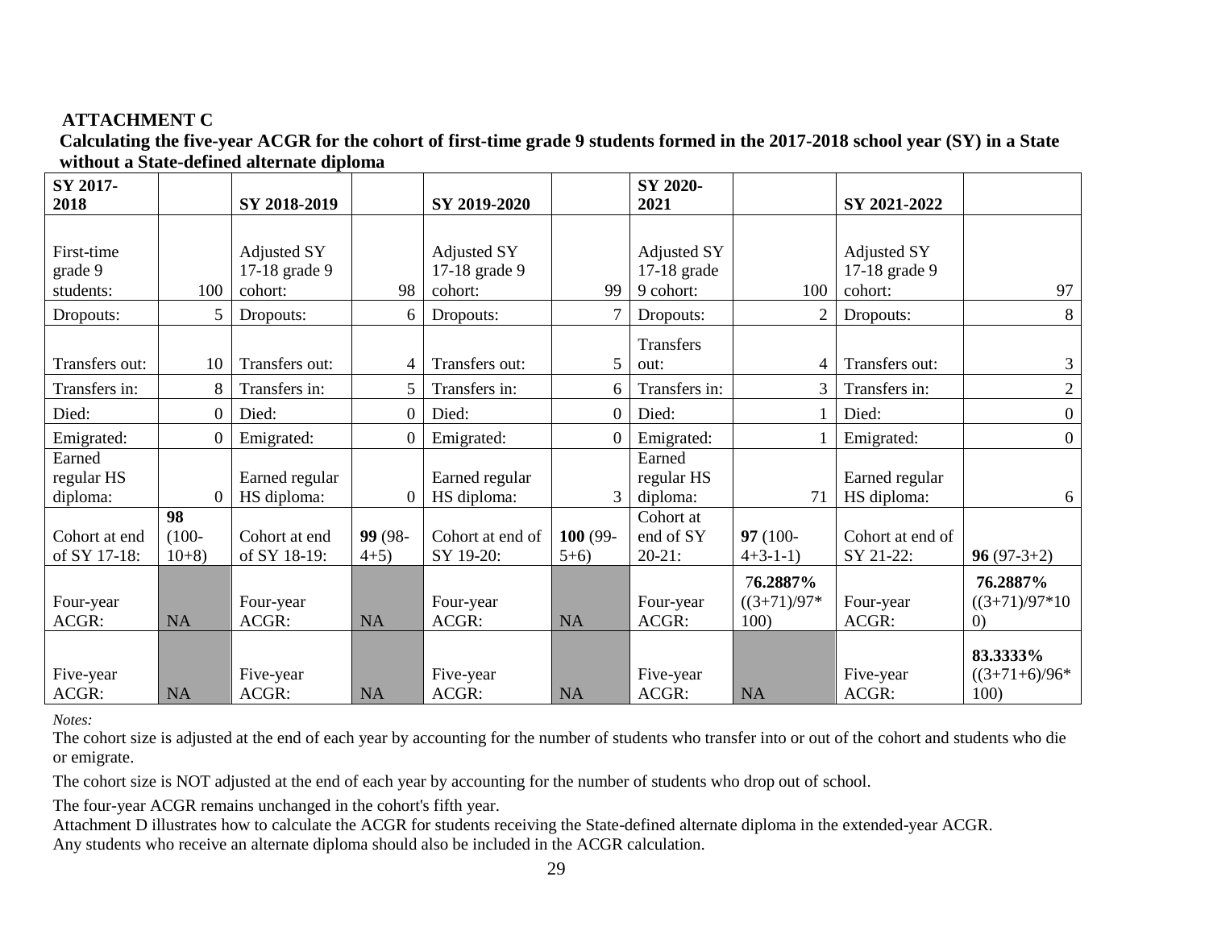**ATTACHMENT C**

**Calculating the five-year ACGR for the cohort of first-time grade 9 students formed in the 2017-2018 school year (SY) in a State without a State-defined alternate diploma**

| **SY 2017-2018** | | **SY 2018-2019** | | **SY 2019-2020** | | **SY 2020-2021** | | **SY 2021-2022** | |
|---|---|---|---|---|---|---|---|---|---|
| First-time grade 9 students: | 100 | Adjusted SY 17-18 grade 9 cohort: | 98 | Adjusted SY 17-18 grade 9 cohort: | 99 | Adjusted SY 17-18 grade 9 cohort: | 100 | Adjusted SY 17-18 grade 9 cohort: | 97 |
| Dropouts: | 5 | Dropouts: | 6 | Dropouts: | 7 | Dropouts: | 2 | Dropouts: | 8 |
| Transfers out: | 10 | Transfers out: | 4 | Transfers out: | 5 | Transfers out: | 4 | Transfers out: | 3 |
| Transfers in: | 8 | Transfers in: | 5 | Transfers in: | 6 | Transfers in: | 3 | Transfers in: | 2 |
| Died: | 0 | Died: | 0 | Died: | 0 | Died: | 1 | Died: | 0 |
| Emigrated: | 0 | Emigrated: | 0 | Emigrated: | 0 | Emigrated: | 1 | Emigrated: | 0 |
| Earned regular HS diploma: | 0 | Earned regular HS diploma: | 0 | Earned regular HS diploma: | 3 | Earned regular HS diploma: | 71 | Earned regular HS diploma: | 6 |
| Cohort at end of SY 17-18: | **98** (100-10+8) | Cohort at end of SY 18-19: | **99** (98-4+5) | Cohort at end of SY 19-20: | **100** (99-5+6) | Cohort at end of SY 20-21: | **97** (100-4+3-1-1) | Cohort at end of SY 21-22: | **96** (97-3+2) |
| Four-year ACGR: | NA | Four-year ACGR: | NA | Four-year ACGR: | NA | Four-year ACGR: | 7**6.2887%** ((3+71)/97*100) | Four-year ACGR: | **76.2887%** ((3+71)/97*100) |
| Five-year ACGR: | NA | Five-year ACGR: | NA | Five-year ACGR: | NA | Five-year ACGR: | NA | Five-year ACGR: | **83.3333%** ((3+71+6)/96*100) |

*Notes:*

The cohort size is adjusted at the end of each year by accounting for the number of students who transfer into or out of the cohort and students who die or emigrate.

The cohort size is NOT adjusted at the end of each year by accounting for the number of students who drop out of school.

The four-year ACGR remains unchanged in the cohort's fifth year.

Attachment D illustrates how to calculate the ACGR for students receiving the State-defined alternate diploma in the extended-year ACGR.

Any students who receive an alternate diploma should also be included in the ACGR calculation.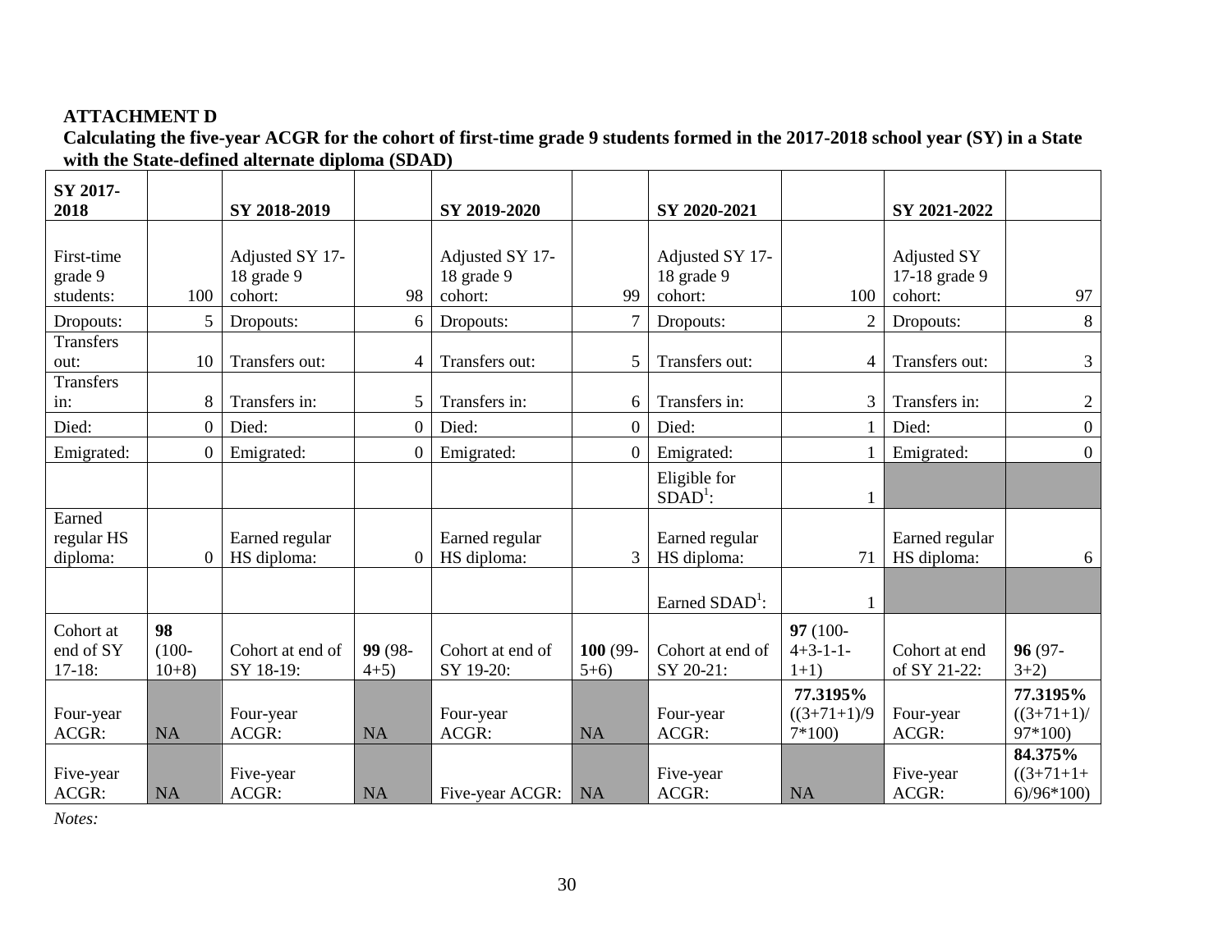**ATTACHMENT D**

**Calculating the five-year ACGR for the cohort of first-time grade 9 students formed in the 2017-2018 school year (SY) in a State with the State-defined alternate diploma (SDAD)**

| **SY 2017-2018** | | **SY 2018-2019** | | **SY 2019-2020** | | **SY 2020-2021** | | **SY 2021-2022** | |
|---|---|---|---|---|---|---|---|---|---|
| First-time grade 9 students: | 100 | Adjusted SY 17-18 grade 9 cohort: | 98 | Adjusted SY 17-18 grade 9 cohort: | 99 | Adjusted SY 17-18 grade 9 cohort: | 100 | Adjusted SY 17-18 grade 9 cohort: | 97 |
| Dropouts: | 5 | Dropouts: | 6 | Dropouts: | 7 | Dropouts: | 2 | Dropouts: | 8 |
| Transfers out: | 10 | Transfers out: | 4 | Transfers out: | 5 | Transfers out: | 4 | Transfers out: | 3 |
| Transfers in: | 8 | Transfers in: | 5 | Transfers in: | 6 | Transfers in: | 3 | Transfers in: | 2 |
| Died: | 0 | Died: | 0 | Died: | 0 | Died: | 1 | Died: | 0 |
| Emigrated: | 0 | Emigrated: | 0 | Emigrated: | 0 | Emigrated: | 1 | Emigrated: | 0 |
| | | | | | | Eligible for SDAD[1]: | 1 | | |
| Earned regular HS diploma: | 0 | Earned regular HS diploma: | 0 | Earned regular HS diploma: | 3 | Earned regular HS diploma: | 71 | Earned regular HS diploma: | 6 |
| | | | | | | Earned SDAD[1]: | 1 | | |
| Cohort at end of SY 17-18: | **98** (100-10+8) | Cohort at end of SY 18-19: | **99** (98-4+5) | Cohort at end of SY 19-20: | **100** (99-5+6) | Cohort at end of SY 20-21: | **97** (100-4+3-1-1-1+1) | Cohort at end of SY 21-22: | **96** (97-3+2) |
| Four-year ACGR: | NA | Four-year ACGR: | NA | Four-year ACGR: | NA | Four-year ACGR: | **77.3195%** ((3+71+1)/97*100) | Four-year ACGR: | **77.3195%** ((3+71+1)/97*100) |
| Five-year ACGR: | NA | Five-year ACGR: | NA | Five-year ACGR: | NA | Five-year ACGR: | NA | Five-year ACGR: | **84.375%** ((3+71+1+6)/96*100) |

*Notes:*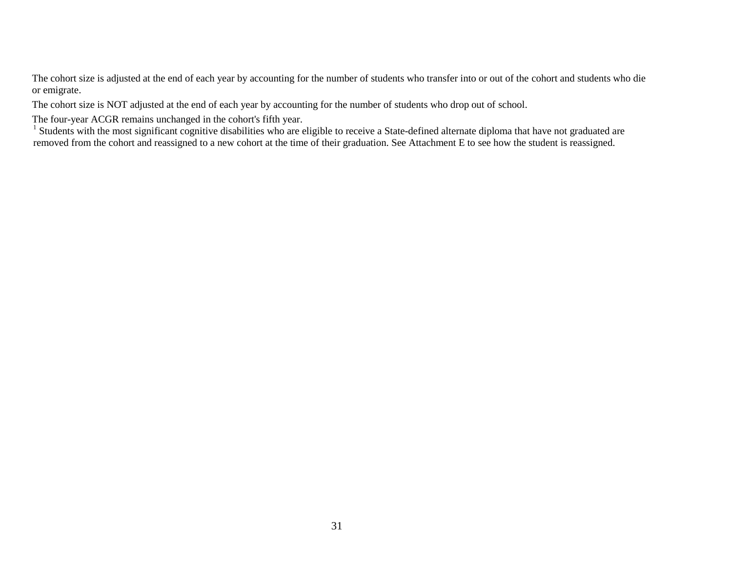The cohort size is adjusted at the end of each year by accounting for the number of students who transfer into or out of the cohort and students who die or emigrate.

The cohort size is NOT adjusted at the end of each year by accounting for the number of students who drop out of school.

The four-year ACGR remains unchanged in the cohort's fifth year.

[1] Students with the most significant cognitive disabilities who are eligible to receive a State-defined alternate diploma that have not graduated are removed from the cohort and reassigned to a new cohort at the time of their graduation. See Attachment E to see how the student is reassigned.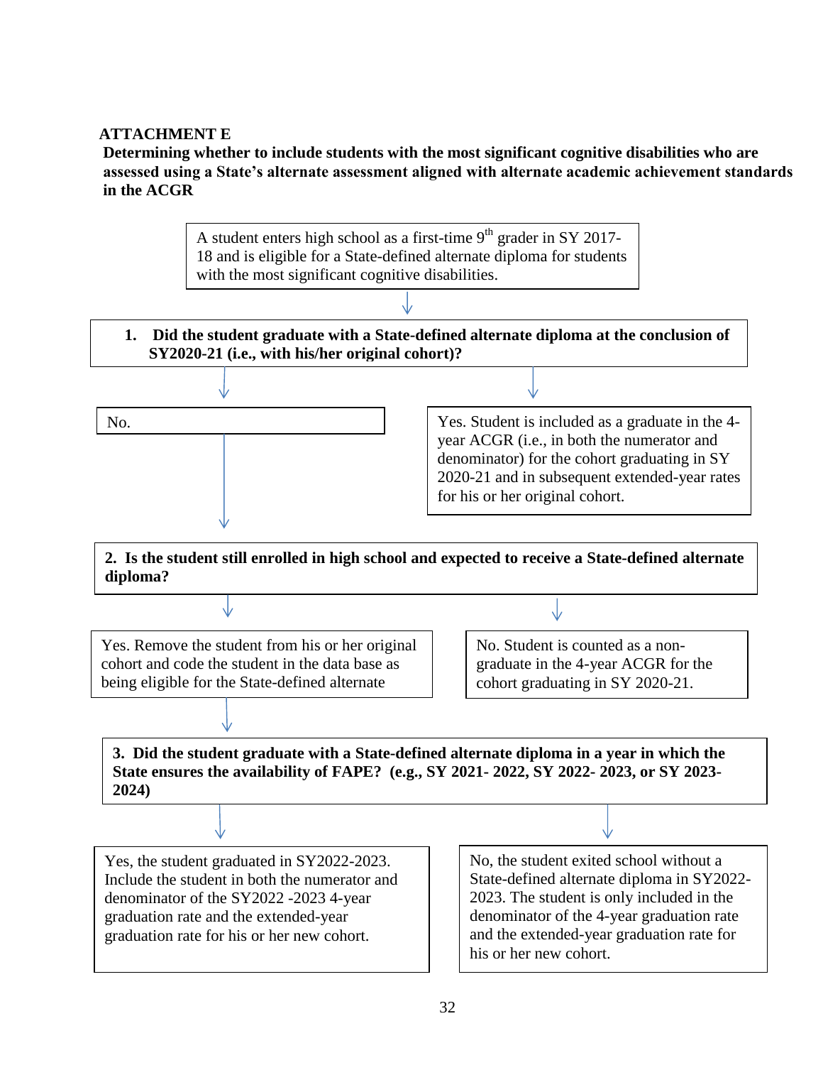**ATTACHMENT E**

**Determining whether to include students with the most significant cognitive disabilities who are assessed using a State's alternate assessment aligned with alternate academic achievement standards in the ACGR**

A student enters high school as a first-time 9th grader in SY 2017-18 and is eligible for a State-defined alternate diploma for students with the most significant cognitive disabilities.

**1. Did the student graduate with a State-defined alternate diploma at the conclusion of SY2020-21 (i.e., with his/her original cohort)?**

No.

Yes. Student is included as a graduate in the 4-year ACGR (i.e., in both the numerator and denominator) for the cohort graduating in SY 2020-21 and in subsequent extended-year rates for his or her original cohort.

**2. Is the student still enrolled in high school and expected to receive a State-defined alternate diploma?**

Yes. Remove the student from his or her original cohort and code the student in the data base as being eligible for the State-defined alternate

No. Student is counted as a non-graduate in the 4-year ACGR for the cohort graduating in SY 2020-21.

**3. Did the student graduate with a State-defined alternate diploma in a year in which the State ensures the availability of FAPE? (e.g., SY 2021- 2022, SY 2022- 2023, or SY 2023-2024)**

Yes, the student graduated in SY2022-2023. Include the student in both the numerator and denominator of the SY2022 -2023 4-year graduation rate and the extended-year graduation rate for his or her new cohort.

No, the student exited school without a State-defined alternate diploma in SY2022-2023. The student is only included in the denominator of the 4-year graduation rate and the extended-year graduation rate for his or her new cohort.